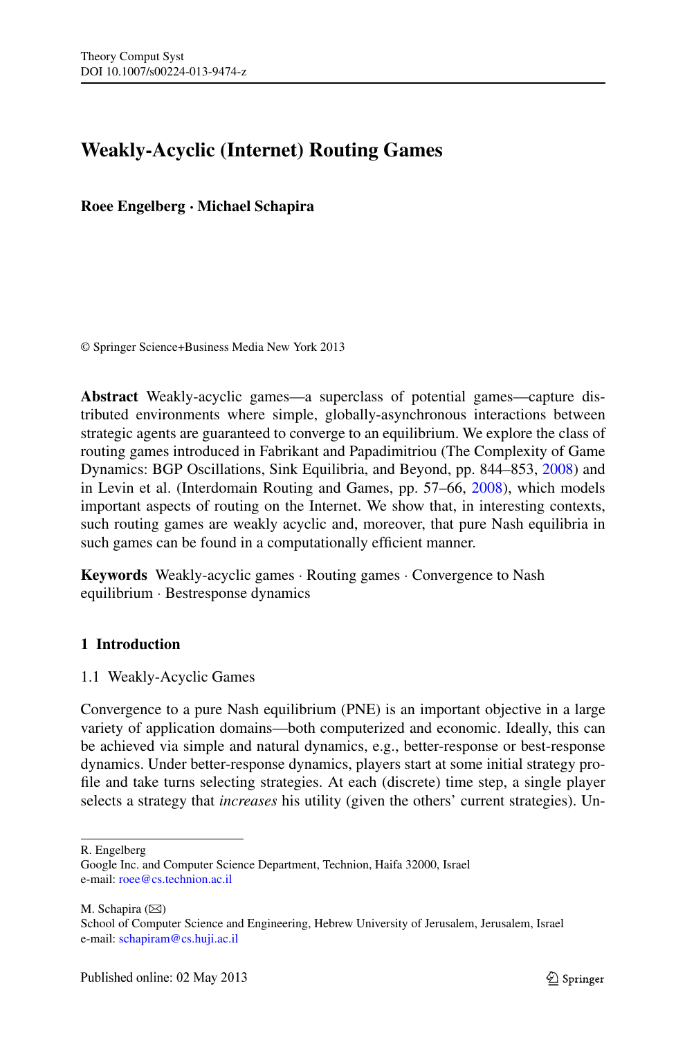# Weakly-Acyclic (Internet) Routing Games

**Roee Engelberg · Michael Schapira**

© Springer Science+Business Media New York 2013

**Abstract** Weakly-acyclic games—a superclass of potential games—capture distributed environments where simple, globally-asynchronous interactions between strategic agents are guaranteed to converge to an equilibrium. We explore the class of routing games introduced in Fabrikant and Papadimitriou (The Complexity of Game Dynamics: BGP Oscillations, Sink Equilibria, and Beyond, pp. 844–853, 2008) and in Levin et al. (Interdomain Routing and Games, pp. 57–66, 2008), which models important aspects of routing on the Internet. We show that, in interesting contexts, such routing games are weakly acyclic and, moreover, that pure Nash equilibria in such games can be found in a computationally efficient manner.

**Keywords** Weakly-acyclic games · Routing games · Convergence to Nash equilibrium · Bestresponse dynamics

## 1 Introduction

### 1.1 Weakly-Acyclic Games

Convergence to a pure Nash equilibrium (PNE) is an important objective in a large variety of application domains—both computerized and economic. Ideally, this can be achieved via simple and natural dynamics, e.g., better-response or best-response dynamics. Under better-response dynamics, players start at some initial strategy profile and take turns selecting strategies. At each (discrete) time step, a single player selects a strategy that *increases* his utility (given the others' current strategies). Un-

R. Engelberg
Google Inc. and Computer Science Department, Technion, Haifa 32000, Israel
e-mail: roee@cs.technion.ac.il

M. Schapira (✉)
School of Computer Science and Engineering, Hebrew University of Jerusalem, Jerusalem, Israel
e-mail: schapiram@cs.huji.ac.il

Published online: 02 May 2013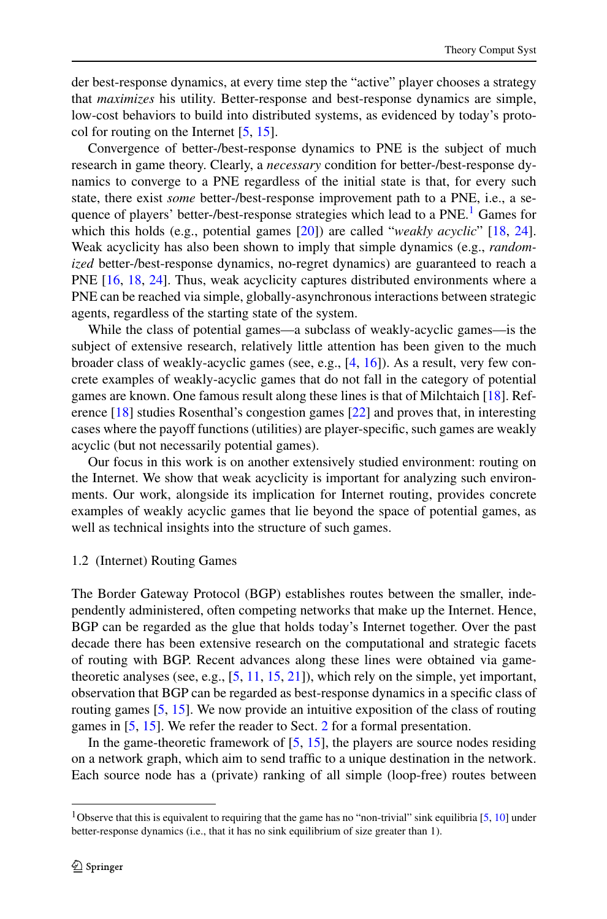der best-response dynamics, at every time step the "active" player chooses a strategy that *maximizes* his utility. Better-response and best-response dynamics are simple, low-cost behaviors to build into distributed systems, as evidenced by today's protocol for routing on the Internet [5, 15].

Convergence of better-/best-response dynamics to PNE is the subject of much research in game theory. Clearly, a *necessary* condition for better-/best-response dynamics to converge to a PNE regardless of the initial state is that, for every such state, there exist *some* better-/best-response improvement path to a PNE, i.e., a sequence of players' better-/best-response strategies which lead to a PNE.[1] Games for which this holds (e.g., potential games [20]) are called "*weakly acyclic*" [18, 24]. Weak acyclicity has also been shown to imply that simple dynamics (e.g., *randomized* better-/best-response dynamics, no-regret dynamics) are guaranteed to reach a PNE [16, 18, 24]. Thus, weak acyclicity captures distributed environments where a PNE can be reached via simple, globally-asynchronous interactions between strategic agents, regardless of the starting state of the system.

While the class of potential games—a subclass of weakly-acyclic games—is the subject of extensive research, relatively little attention has been given to the much broader class of weakly-acyclic games (see, e.g., [4, 16]). As a result, very few concrete examples of weakly-acyclic games that do not fall in the category of potential games are known. One famous result along these lines is that of Milchtaich [18]. Reference [18] studies Rosenthal's congestion games [22] and proves that, in interesting cases where the payoff functions (utilities) are player-specific, such games are weakly acyclic (but not necessarily potential games).

Our focus in this work is on another extensively studied environment: routing on the Internet. We show that weak acyclicity is important for analyzing such environments. Our work, alongside its implication for Internet routing, provides concrete examples of weakly acyclic games that lie beyond the space of potential games, as well as technical insights into the structure of such games.

### 1.2 (Internet) Routing Games

The Border Gateway Protocol (BGP) establishes routes between the smaller, independently administered, often competing networks that make up the Internet. Hence, BGP can be regarded as the glue that holds today's Internet together. Over the past decade there has been extensive research on the computational and strategic facets of routing with BGP. Recent advances along these lines were obtained via game-theoretic analyses (see, e.g., [5, 11, 15, 21]), which rely on the simple, yet important, observation that BGP can be regarded as best-response dynamics in a specific class of routing games [5, 15]. We now provide an intuitive exposition of the class of routing games in [5, 15]. We refer the reader to Sect. 2 for a formal presentation.

In the game-theoretic framework of [5, 15], the players are source nodes residing on a network graph, which aim to send traffic to a unique destination in the network. Each source node has a (private) ranking of all simple (loop-free) routes between

[1] Observe that this is equivalent to requiring that the game has no "non-trivial" sink equilibria [5, 10] under better-response dynamics (i.e., that it has no sink equilibrium of size greater than 1).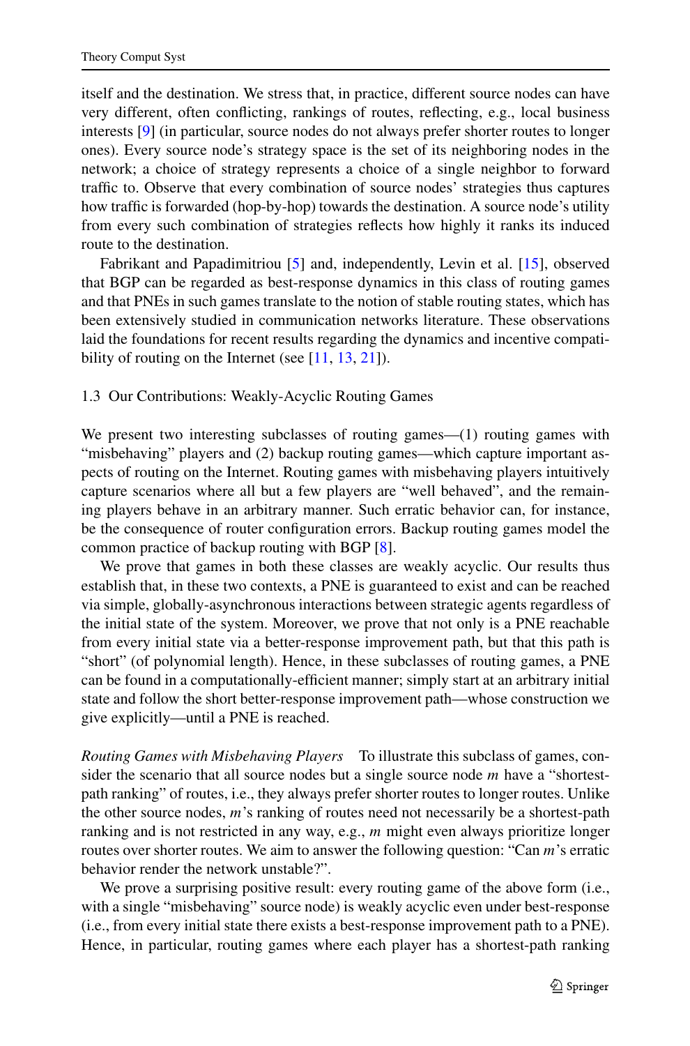itself and the destination. We stress that, in practice, different source nodes can have very different, often conflicting, rankings of routes, reflecting, e.g., local business interests [9] (in particular, source nodes do not always prefer shorter routes to longer ones). Every source node's strategy space is the set of its neighboring nodes in the network; a choice of strategy represents a choice of a single neighbor to forward traffic to. Observe that every combination of source nodes' strategies thus captures how traffic is forwarded (hop-by-hop) towards the destination. A source node's utility from every such combination of strategies reflects how highly it ranks its induced route to the destination.

Fabrikant and Papadimitriou [5] and, independently, Levin et al. [15], observed that BGP can be regarded as best-response dynamics in this class of routing games and that PNEs in such games translate to the notion of stable routing states, which has been extensively studied in communication networks literature. These observations laid the foundations for recent results regarding the dynamics and incentive compatibility of routing on the Internet (see [11, 13, 21]).

### 1.3 Our Contributions: Weakly-Acyclic Routing Games

We present two interesting subclasses of routing games—(1) routing games with "misbehaving" players and (2) backup routing games—which capture important aspects of routing on the Internet. Routing games with misbehaving players intuitively capture scenarios where all but a few players are "well behaved", and the remaining players behave in an arbitrary manner. Such erratic behavior can, for instance, be the consequence of router configuration errors. Backup routing games model the common practice of backup routing with BGP [8].

We prove that games in both these classes are weakly acyclic. Our results thus establish that, in these two contexts, a PNE is guaranteed to exist and can be reached via simple, globally-asynchronous interactions between strategic agents regardless of the initial state of the system. Moreover, we prove that not only is a PNE reachable from every initial state via a better-response improvement path, but that this path is "short" (of polynomial length). Hence, in these subclasses of routing games, a PNE can be found in a computationally-efficient manner; simply start at an arbitrary initial state and follow the short better-response improvement path—whose construction we give explicitly—until a PNE is reached.

*Routing Games with Misbehaving Players* To illustrate this subclass of games, consider the scenario that all source nodes but a single source node $m$ have a "shortest-path ranking" of routes, i.e., they always prefer shorter routes to longer routes. Unlike the other source nodes, $m$'s ranking of routes need not necessarily be a shortest-path ranking and is not restricted in any way, e.g., $m$ might even always prioritize longer routes over shorter routes. We aim to answer the following question: "Can $m$'s erratic behavior render the network unstable?".

We prove a surprising positive result: every routing game of the above form (i.e., with a single "misbehaving" source node) is weakly acyclic even under best-response (i.e., from every initial state there exists a best-response improvement path to a PNE). Hence, in particular, routing games where each player has a shortest-path ranking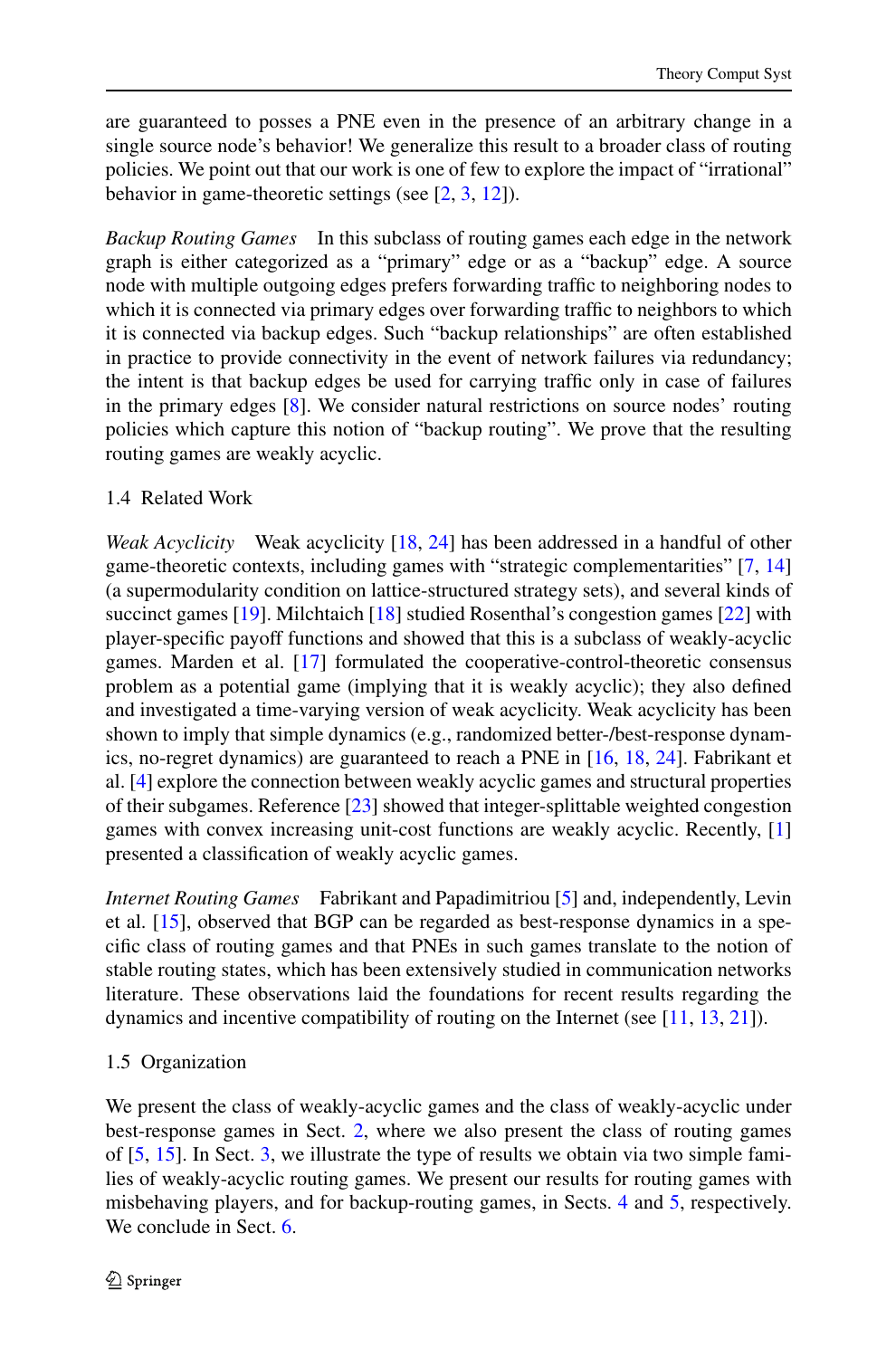are guaranteed to posses a PNE even in the presence of an arbitrary change in a single source node's behavior! We generalize this result to a broader class of routing policies. We point out that our work is one of few to explore the impact of "irrational" behavior in game-theoretic settings (see [2, 3, 12]).

*Backup Routing Games* In this subclass of routing games each edge in the network graph is either categorized as a "primary" edge or as a "backup" edge. A source node with multiple outgoing edges prefers forwarding traffic to neighboring nodes to which it is connected via primary edges over forwarding traffic to neighbors to which it is connected via backup edges. Such "backup relationships" are often established in practice to provide connectivity in the event of network failures via redundancy; the intent is that backup edges be used for carrying traffic only in case of failures in the primary edges [8]. We consider natural restrictions on source nodes' routing policies which capture this notion of "backup routing". We prove that the resulting routing games are weakly acyclic.

### 1.4 Related Work

*Weak Acyclicity* Weak acyclicity [18, 24] has been addressed in a handful of other game-theoretic contexts, including games with "strategic complementarities" [7, 14] (a supermodularity condition on lattice-structured strategy sets), and several kinds of succinct games [19]. Milchtaich [18] studied Rosenthal's congestion games [22] with player-specific payoff functions and showed that this is a subclass of weakly-acyclic games. Marden et al. [17] formulated the cooperative-control-theoretic consensus problem as a potential game (implying that it is weakly acyclic); they also defined and investigated a time-varying version of weak acyclicity. Weak acyclicity has been shown to imply that simple dynamics (e.g., randomized better-/best-response dynamics, no-regret dynamics) are guaranteed to reach a PNE in [16, 18, 24]. Fabrikant et al. [4] explore the connection between weakly acyclic games and structural properties of their subgames. Reference [23] showed that integer-splittable weighted congestion games with convex increasing unit-cost functions are weakly acyclic. Recently, [1] presented a classification of weakly acyclic games.

*Internet Routing Games* Fabrikant and Papadimitriou [5] and, independently, Levin et al. [15], observed that BGP can be regarded as best-response dynamics in a specific class of routing games and that PNEs in such games translate to the notion of stable routing states, which has been extensively studied in communication networks literature. These observations laid the foundations for recent results regarding the dynamics and incentive compatibility of routing on the Internet (see [11, 13, 21]).

### 1.5 Organization

We present the class of weakly-acyclic games and the class of weakly-acyclic under best-response games in Sect. 2, where we also present the class of routing games of [5, 15]. In Sect. 3, we illustrate the type of results we obtain via two simple families of weakly-acyclic routing games. We present our results for routing games with misbehaving players, and for backup-routing games, in Sects. 4 and 5, respectively. We conclude in Sect. 6.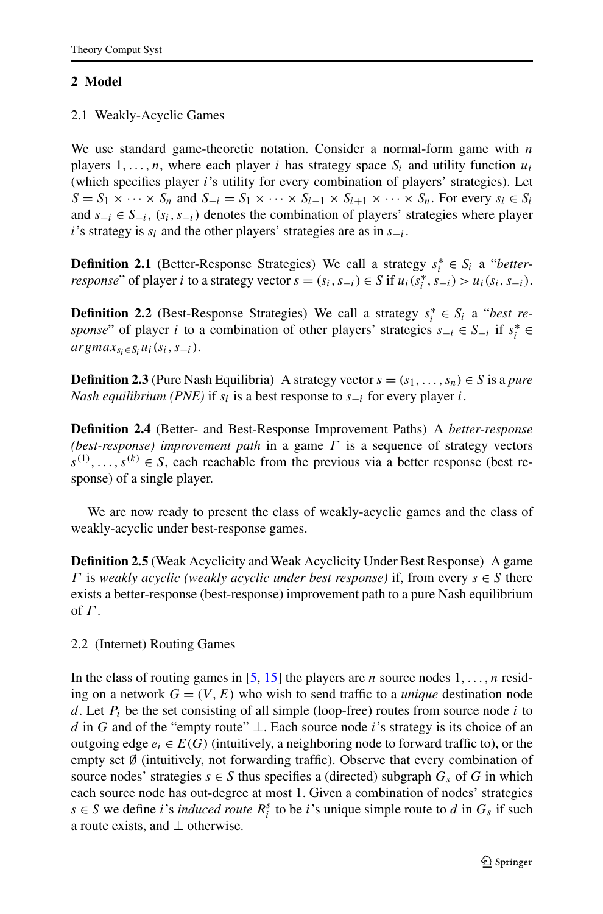## 2 Model

### 2.1 Weakly-Acyclic Games

We use standard game-theoretic notation. Consider a normal-form game with $n$ players $1, \dots, n$, where each player $i$ has strategy space $S_i$ and utility function $u_i$ (which specifies player $i$'s utility for every combination of players' strategies). Let $S = S_1 \times \cdots \times S_n$ and $S_{-i} = S_1 \times \cdots \times S_{i-1} \times S_{i+1} \times \cdots \times S_n$. For every $s_i \in S_i$ and $s_{-i} \in S_{-i}$, $(s_i, s_{-i})$ denotes the combination of players' strategies where player $i$'s strategy is $s_i$ and the other players' strategies are as in $s_{-i}$.

**Definition 2.1** (Better-Response Strategies) We call a strategy $s_i^* \in S_i$ a "*better-response*" of player $i$ to a strategy vector $s = (s_i, s_{-i}) \in S$ if $u_i(s_i^*, s_{-i}) > u_i(s_i, s_{-i})$.

**Definition 2.2** (Best-Response Strategies) We call a strategy $s_i^* \in S_i$ a "*best response*" of player $i$ to a combination of other players' strategies $s_{-i} \in S_{-i}$ if $s_i^* \in argmax_{s_i \in S_i} u_i(s_i, s_{-i})$.

**Definition 2.3** (Pure Nash Equilibria) A strategy vector $s = (s_1, \dots, s_n) \in S$ is a *pure Nash equilibrium (PNE)* if $s_i$ is a best response to $s_{-i}$ for every player $i$.

**Definition 2.4** (Better- and Best-Response Improvement Paths) A *better-response (best-response) improvement path* in a game $\Gamma$ is a sequence of strategy vectors $s^{(1)}, \dots, s^{(k)} \in S$, each reachable from the previous via a better response (best response) of a single player.

We are now ready to present the class of weakly-acyclic games and the class of weakly-acyclic under best-response games.

**Definition 2.5** (Weak Acyclicity and Weak Acyclicity Under Best Response) A game $\Gamma$ is *weakly acyclic (weakly acyclic under best response)* if, from every $s \in S$ there exists a better-response (best-response) improvement path to a pure Nash equilibrium of $\Gamma$.

### 2.2 (Internet) Routing Games

In the class of routing games in [5, 15] the players are $n$ source nodes $1, \dots, n$ residing on a network $G = (V, E)$ who wish to send traffic to a *unique* destination node $d$. Let $P_i$ be the set consisting of all simple (loop-free) routes from source node $i$ to $d$ in $G$ and of the "empty route" $\perp$. Each source node $i$'s strategy is its choice of an outgoing edge $e_i \in E(G)$ (intuitively, a neighboring node to forward traffic to), or the empty set $\emptyset$ (intuitively, not forwarding traffic). Observe that every combination of source nodes' strategies $s \in S$ thus specifies a (directed) subgraph $G_s$ of $G$ in which each source node has out-degree at most 1. Given a combination of nodes' strategies $s \in S$ we define $i$'s *induced route* $R_i^s$ to be $i$'s unique simple route to $d$ in $G_s$ if such a route exists, and $\perp$ otherwise.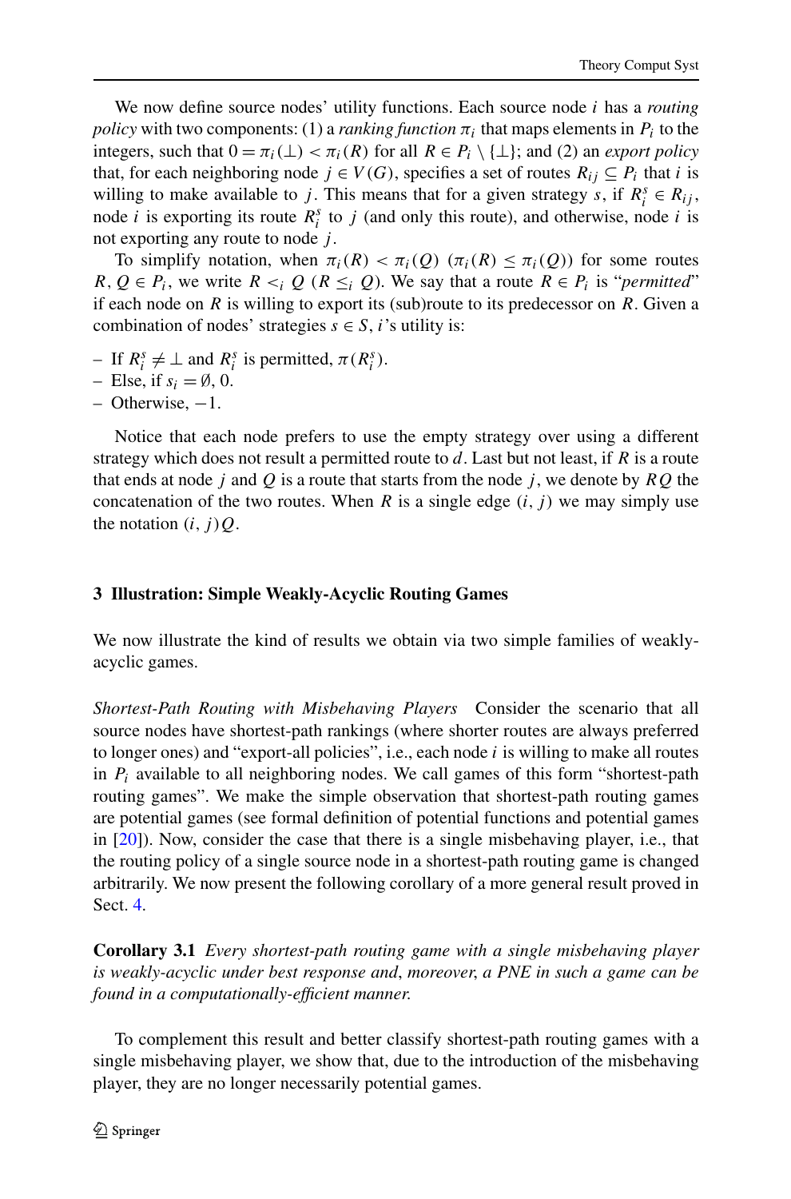We now define source nodes' utility functions. Each source node $i$ has a *routing policy* with two components: (1) a *ranking function* $\pi_i$ that maps elements in $P_i$ to the integers, such that $0 = \pi_i(\bot) < \pi_i(R)$ for all $R \in P_i \setminus \{\bot\}$; and (2) an *export policy* that, for each neighboring node $j \in V(G)$, specifies a set of routes $R_{ij} \subseteq P_i$ that $i$ is willing to make available to $j$. This means that for a given strategy $s$, if $R_i^s \in R_{ij}$, node $i$ is exporting its route $R_i^s$ to $j$ (and only this route), and otherwise, node $i$ is not exporting any route to node $j$.

To simplify notation, when $\pi_i(R) < \pi_i(Q)$ ($\pi_i(R) \leq \pi_i(Q)$) for some routes $R, Q \in P_i$, we write $R <_i Q$ ($R \leq_i Q$). We say that a route $R \in P_i$ is "*permitted*" if each node on $R$ is willing to export its (sub)route to its predecessor on $R$. Given a combination of nodes' strategies $s \in S$, $i$'s utility is:

- If $R_i^s \neq \bot$ and $R_i^s$ is permitted, $\pi(R_i^s)$.
- Else, if $s_i = \emptyset$, 0.
- Otherwise, $-1$.

Notice that each node prefers to use the empty strategy over using a different strategy which does not result a permitted route to $d$. Last but not least, if $R$ is a route that ends at node $j$ and $Q$ is a route that starts from the node $j$, we denote by $RQ$ the concatenation of the two routes. When $R$ is a single edge $(i, j)$ we may simply use the notation $(i, j)Q$.

## 3 Illustration: Simple Weakly-Acyclic Routing Games

We now illustrate the kind of results we obtain via two simple families of weakly-acyclic games.

*Shortest-Path Routing with Misbehaving Players* Consider the scenario that all source nodes have shortest-path rankings (where shorter routes are always preferred to longer ones) and "export-all policies", i.e., each node $i$ is willing to make all routes in $P_i$ available to all neighboring nodes. We call games of this form "shortest-path routing games". We make the simple observation that shortest-path routing games are potential games (see formal definition of potential functions and potential games in [20]). Now, consider the case that there is a single misbehaving player, i.e., that the routing policy of a single source node in a shortest-path routing game is changed arbitrarily. We now present the following corollary of a more general result proved in Sect. 4.

**Corollary 3.1** *Every shortest-path routing game with a single misbehaving player is weakly-acyclic under best response and, moreover, a PNE in such a game can be found in a computationally-efficient manner.*

To complement this result and better classify shortest-path routing games with a single misbehaving player, we show that, due to the introduction of the misbehaving player, they are no longer necessarily potential games.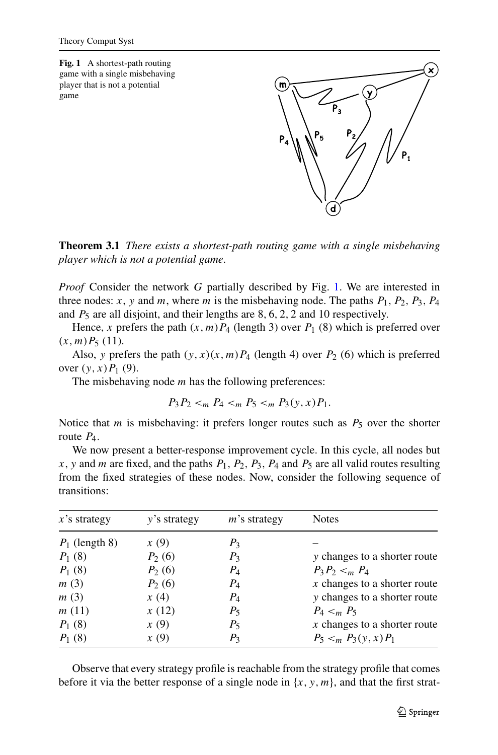**Fig. 1** A shortest-path routing game with a single misbehaving player that is not a potential game

m
x
y
$P_3$
$P_4$
$P_5$
$P_2$
$P_1$
d

**Theorem 3.1** *There exists a shortest-path routing game with a single misbehaving player which is not a potential game*.

*Proof* Consider the network $G$ partially described by Fig. 1. We are interested in three nodes: $x$, $y$ and $m$, where $m$ is the misbehaving node. The paths $P_1$, $P_2$, $P_3$, $P_4$ and $P_5$ are all disjoint, and their lengths are 8, 6, 2, 2 and 10 respectively.

Hence, $x$ prefers the path $(x,m)P_4$ (length 3) over $P_1$ (8) which is preferred over $(x,m)P_5$ (11).

Also, $y$ prefers the path $(y,x)(x,m)P_4$ (length 4) over $P_2$ (6) which is preferred over $(y,x)P_1$ (9).

The misbehaving node $m$ has the following preferences:

$$P_3P_2 <_m P_4 <_m P_5 <_m P_3(y,x)P_1.$$

Notice that $m$ is misbehaving: it prefers longer routes such as $P_5$ over the shorter route $P_4$.

We now present a better-response improvement cycle. In this cycle, all nodes but $x$, $y$ and $m$ are fixed, and the paths $P_1$, $P_2$, $P_3$, $P_4$ and $P_5$ are all valid routes resulting from the fixed strategies of these nodes. Now, consider the following sequence of transitions:

| $x$'s strategy | $y$'s strategy | $m$'s strategy | Notes |
|---|---|---|---|
| $P_1$ (length 8) | $x$ (9) | $P_3$ | – |
| $P_1$ (8) | $P_2$ (6) | $P_3$ | $y$ changes to a shorter route |
| $P_1$ (8) | $P_2$ (6) | $P_4$ | $P_3P_2 <_m P_4$ |
| $m$ (3) | $P_2$ (6) | $P_4$ | $x$ changes to a shorter route |
| $m$ (3) | $x$ (4) | $P_4$ | $y$ changes to a shorter route |
| $m$ (11) | $x$ (12) | $P_5$ | $P_4 <_m P_5$ |
| $P_1$ (8) | $x$ (9) | $P_5$ | $x$ changes to a shorter route |
| $P_1$ (8) | $x$ (9) | $P_3$ | $P_5 <_m P_3(y,x)P_1$ |

Observe that every strategy profile is reachable from the strategy profile that comes before it via the better response of a single node in $\{x, y, m\}$, and that the first strat-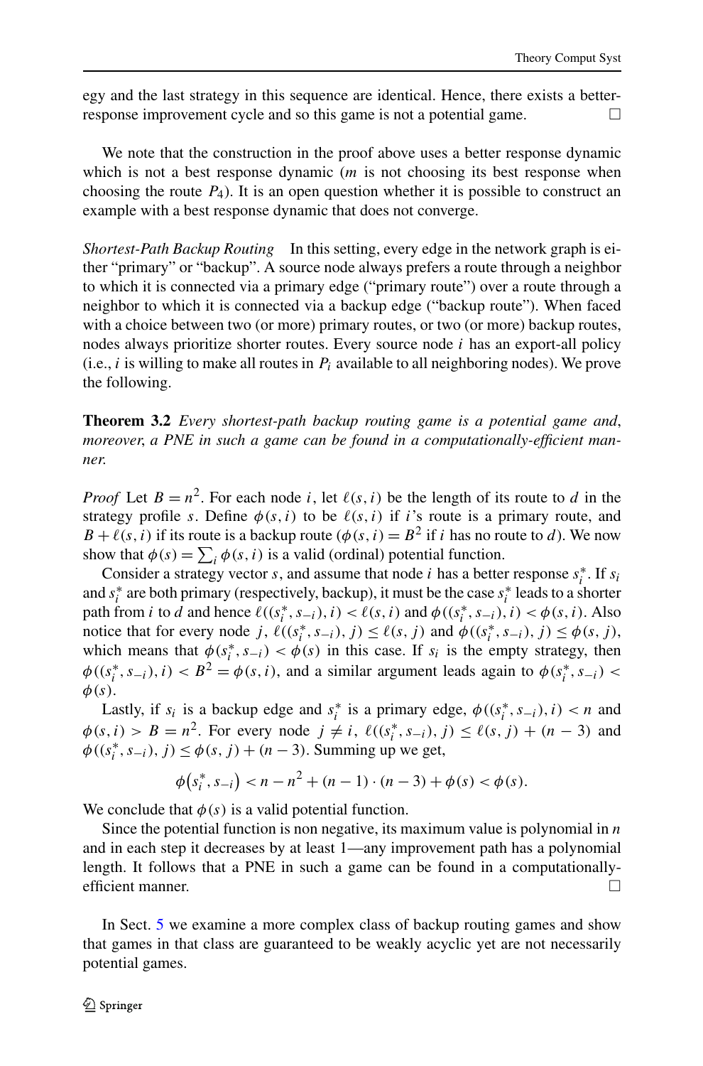egy and the last strategy in this sequence are identical. Hence, there exists a better-response improvement cycle and so this game is not a potential game. □

We note that the construction in the proof above uses a better response dynamic which is not a best response dynamic ($m$ is not choosing its best response when choosing the route $P_4$). It is an open question whether it is possible to construct an example with a best response dynamic that does not converge.

*Shortest-Path Backup Routing* In this setting, every edge in the network graph is either "primary" or "backup". A source node always prefers a route through a neighbor to which it is connected via a primary edge ("primary route") over a route through a neighbor to which it is connected via a backup edge ("backup route"). When faced with a choice between two (or more) primary routes, or two (or more) backup routes, nodes always prioritize shorter routes. Every source node $i$ has an export-all policy (i.e., $i$ is willing to make all routes in $P_i$ available to all neighboring nodes). We prove the following.

**Theorem 3.2** *Every shortest-path backup routing game is a potential game and, moreover, a PNE in such a game can be found in a computationally-efficient manner.*

*Proof* Let $B = n^2$. For each node $i$, let $\ell(s,i)$ be the length of its route to $d$ in the strategy profile $s$. Define $\phi(s,i)$ to be $\ell(s,i)$ if $i$'s route is a primary route, and $B + \ell(s,i)$ if its route is a backup route ($\phi(s,i) = B^2$ if $i$ has no route to $d$). We now show that $\phi(s) = \sum_i \phi(s,i)$ is a valid (ordinal) potential function.

Consider a strategy vector $s$, and assume that node $i$ has a better response $s_i^*$. If $s_i$ and $s_i^*$ are both primary (respectively, backup), it must be the case $s_i^*$ leads to a shorter path from $i$ to $d$ and hence $\ell((s_i^*, s_{-i}), i) < \ell(s,i)$ and $\phi((s_i^*, s_{-i}), i) < \phi(s,i)$. Also notice that for every node $j$, $\ell((s_i^*, s_{-i}), j) \leq \ell(s,j)$ and $\phi((s_i^*, s_{-i}), j) \leq \phi(s,j)$, which means that $\phi(s_i^*, s_{-i}) < \phi(s)$ in this case. If $s_i$ is the empty strategy, then $\phi((s_i^*, s_{-i}), i) < B^2 = \phi(s,i)$, and a similar argument leads again to $\phi(s_i^*, s_{-i}) < \phi(s)$.

Lastly, if $s_i$ is a backup edge and $s_i^*$ is a primary edge, $\phi((s_i^*, s_{-i}), i) < n$ and $\phi(s,i) > B = n^2$. For every node $j \neq i$, $\ell((s_i^*, s_{-i}), j) \leq \ell(s,j) + (n-3)$ and $\phi((s_i^*, s_{-i}), j) \leq \phi(s,j) + (n-3)$. Summing up we get,

$$\phi(s_i^*, s_{-i}) < n - n^2 + (n-1)\cdot(n-3) + \phi(s) < \phi(s).$$

We conclude that $\phi(s)$ is a valid potential function.

Since the potential function is non negative, its maximum value is polynomial in $n$ and in each step it decreases by at least 1—any improvement path has a polynomial length. It follows that a PNE in such a game can be found in a computationally-efficient manner. □

In Sect. 5 we examine a more complex class of backup routing games and show that games in that class are guaranteed to be weakly acyclic yet are not necessarily potential games.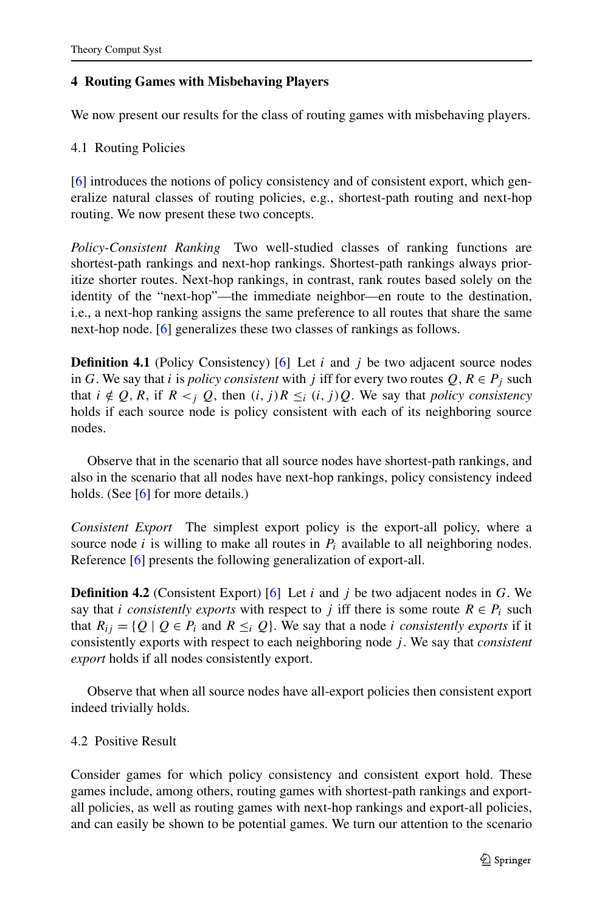## 4 Routing Games with Misbehaving Players

We now present our results for the class of routing games with misbehaving players.

### 4.1 Routing Policies

[6] introduces the notions of policy consistency and of consistent export, which generalize natural classes of routing policies, e.g., shortest-path routing and next-hop routing. We now present these two concepts.

*Policy-Consistent Ranking* Two well-studied classes of ranking functions are shortest-path rankings and next-hop rankings. Shortest-path rankings always prioritize shorter routes. Next-hop rankings, in contrast, rank routes based solely on the identity of the "next-hop"—the immediate neighbor—en route to the destination, i.e., a next-hop ranking assigns the same preference to all routes that share the same next-hop node. [6] generalizes these two classes of rankings as follows.

**Definition 4.1** (Policy Consistency) [6] Let $i$ and $j$ be two adjacent source nodes in $G$. We say that $i$ is *policy consistent* with $j$ iff for every two routes $Q, R \in P_j$ such that $i \notin Q, R$, if $R <_j Q$, then $(i, j)R \leq_i (i, j)Q$. We say that *policy consistency* holds if each source node is policy consistent with each of its neighboring source nodes.

Observe that in the scenario that all source nodes have shortest-path rankings, and also in the scenario that all nodes have next-hop rankings, policy consistency indeed holds. (See [6] for more details.)

*Consistent Export* The simplest export policy is the export-all policy, where a source node $i$ is willing to make all routes in $P_i$ available to all neighboring nodes. Reference [6] presents the following generalization of export-all.

**Definition 4.2** (Consistent Export) [6] Let $i$ and $j$ be two adjacent nodes in $G$. We say that $i$ *consistently exports* with respect to $j$ iff there is some route $R \in P_i$ such that $R_{ij} = \{Q \mid Q \in P_i \text{ and } R \leq_i Q\}$. We say that a node $i$ *consistently exports* if it consistently exports with respect to each neighboring node $j$. We say that *consistent export* holds if all nodes consistently export.

Observe that when all source nodes have all-export policies then consistent export indeed trivially holds.

### 4.2 Positive Result

Consider games for which policy consistency and consistent export hold. These games include, among others, routing games with shortest-path rankings and export-all policies, as well as routing games with next-hop rankings and export-all policies, and can easily be shown to be potential games. We turn our attention to the scenario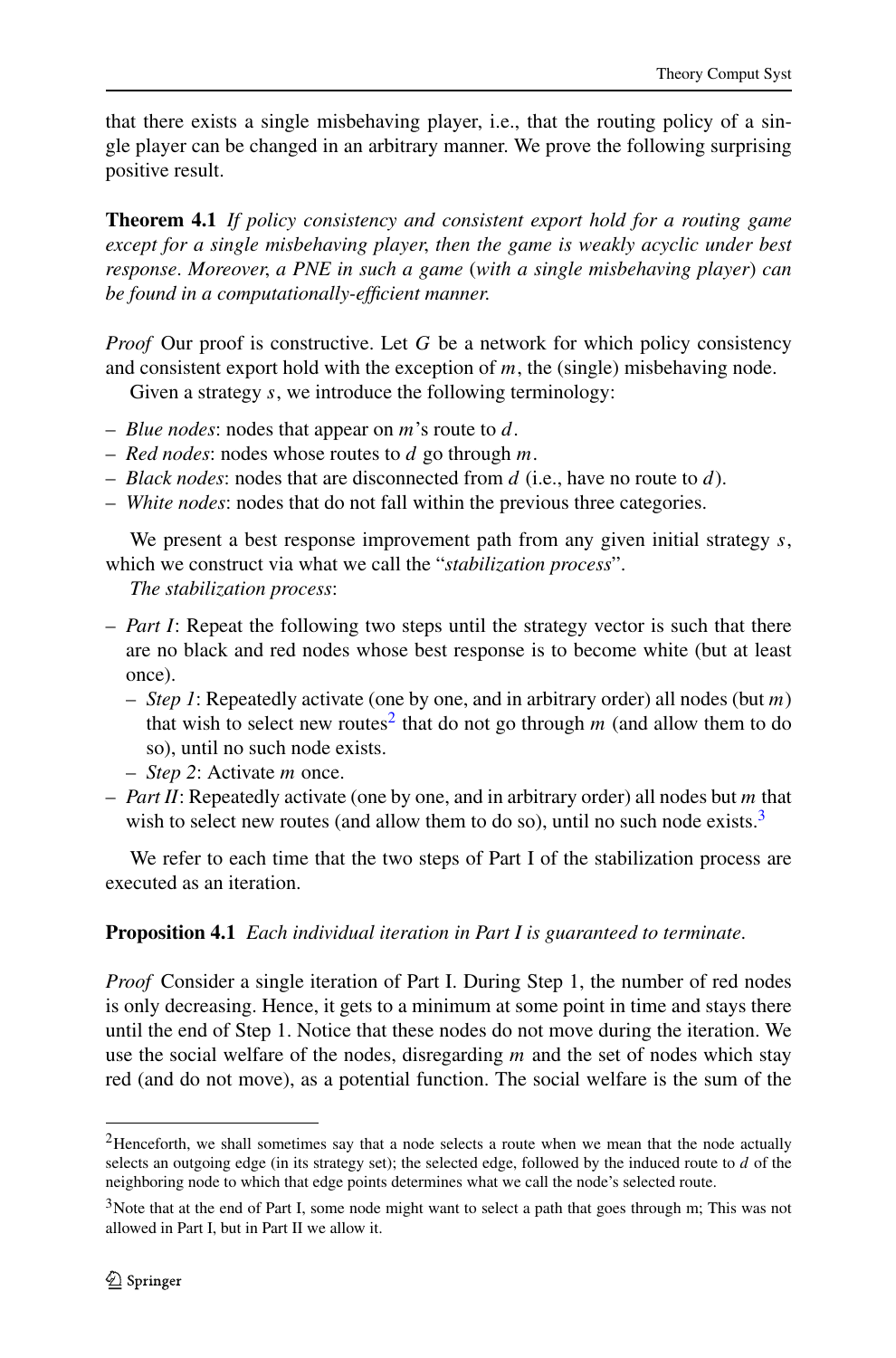that there exists a single misbehaving player, i.e., that the routing policy of a single player can be changed in an arbitrary manner. We prove the following surprising positive result.

**Theorem 4.1** *If policy consistency and consistent export hold for a routing game except for a single misbehaving player, then the game is weakly acyclic under best response. Moreover, a PNE in such a game (with a single misbehaving player) can be found in a computationally-efficient manner.*

*Proof* Our proof is constructive. Let $G$ be a network for which policy consistency and consistent export hold with the exception of $m$, the (single) misbehaving node.

Given a strategy $s$, we introduce the following terminology:

- *Blue nodes*: nodes that appear on $m$'s route to $d$.
- *Red nodes*: nodes whose routes to $d$ go through $m$.
- *Black nodes*: nodes that are disconnected from $d$ (i.e., have no route to $d$).
- *White nodes*: nodes that do not fall within the previous three categories.

We present a best response improvement path from any given initial strategy $s$, which we construct via what we call the "*stabilization process*".

*The stabilization process*:

- *Part I*: Repeat the following two steps until the strategy vector is such that there are no black and red nodes whose best response is to become white (but at least once).
  - *Step 1*: Repeatedly activate (one by one, and in arbitrary order) all nodes (but $m$) that wish to select new routes[2] that do not go through $m$ (and allow them to do so), until no such node exists.
  - *Step 2*: Activate $m$ once.
- *Part II*: Repeatedly activate (one by one, and in arbitrary order) all nodes but $m$ that wish to select new routes (and allow them to do so), until no such node exists.[3]

We refer to each time that the two steps of Part I of the stabilization process are executed as an iteration.

**Proposition 4.1** *Each individual iteration in Part I is guaranteed to terminate.*

*Proof* Consider a single iteration of Part I. During Step 1, the number of red nodes is only decreasing. Hence, it gets to a minimum at some point in time and stays there until the end of Step 1. Notice that these nodes do not move during the iteration. We use the social welfare of the nodes, disregarding $m$ and the set of nodes which stay red (and do not move), as a potential function. The social welfare is the sum of the

[2]Henceforth, we shall sometimes say that a node selects a route when we mean that the node actually selects an outgoing edge (in its strategy set); the selected edge, followed by the induced route to $d$ of the neighboring node to which that edge points determines what we call the node's selected route.

[3]Note that at the end of Part I, some node might want to select a path that goes through m; This was not allowed in Part I, but in Part II we allow it.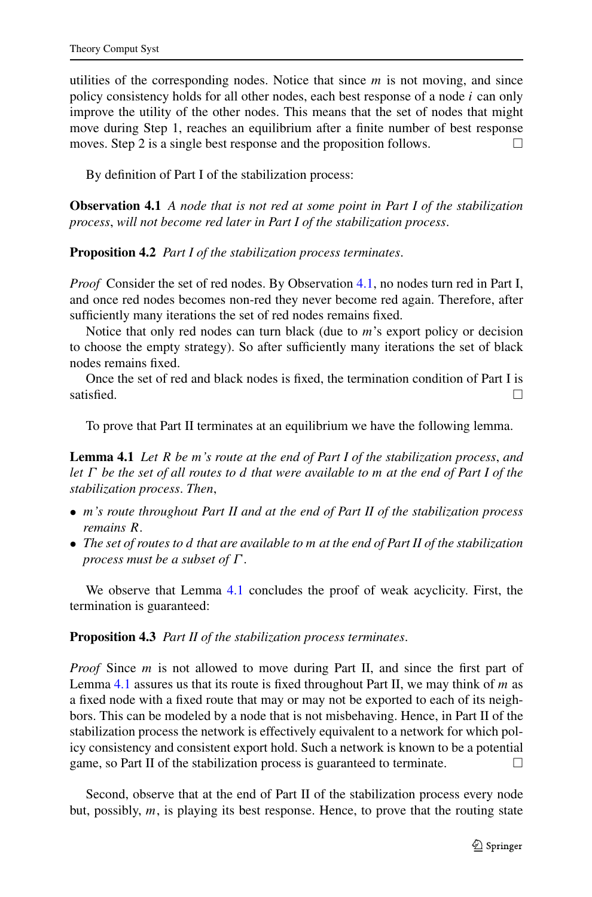utilities of the corresponding nodes. Notice that since $m$ is not moving, and since policy consistency holds for all other nodes, each best response of a node $i$ can only improve the utility of the other nodes. This means that the set of nodes that might move during Step 1, reaches an equilibrium after a finite number of best response moves. Step 2 is a single best response and the proposition follows. □

By definition of Part I of the stabilization process:

**Observation 4.1** *A node that is not red at some point in Part I of the stabilization process, will not become red later in Part I of the stabilization process.*

**Proposition 4.2** *Part I of the stabilization process terminates.*

*Proof* Consider the set of red nodes. By Observation 4.1, no nodes turn red in Part I, and once red nodes becomes non-red they never become red again. Therefore, after sufficiently many iterations the set of red nodes remains fixed.

Notice that only red nodes can turn black (due to $m$'s export policy or decision to choose the empty strategy). So after sufficiently many iterations the set of black nodes remains fixed.

Once the set of red and black nodes is fixed, the termination condition of Part I is satisfied. □

To prove that Part II terminates at an equilibrium we have the following lemma.

**Lemma 4.1** *Let $R$ be $m$'s route at the end of Part I of the stabilization process, and let $\Gamma$ be the set of all routes to $d$ that were available to $m$ at the end of Part I of the stabilization process. Then,*

- *$m$'s route throughout Part II and at the end of Part II of the stabilization process remains $R$.*
- *The set of routes to $d$ that are available to $m$ at the end of Part II of the stabilization process must be a subset of $\Gamma$.*

We observe that Lemma 4.1 concludes the proof of weak acyclicity. First, the termination is guaranteed:

**Proposition 4.3** *Part II of the stabilization process terminates.*

*Proof* Since $m$ is not allowed to move during Part II, and since the first part of Lemma 4.1 assures us that its route is fixed throughout Part II, we may think of $m$ as a fixed node with a fixed route that may or may not be exported to each of its neighbors. This can be modeled by a node that is not misbehaving. Hence, in Part II of the stabilization process the network is effectively equivalent to a network for which policy consistency and consistent export hold. Such a network is known to be a potential game, so Part II of the stabilization process is guaranteed to terminate. □

Second, observe that at the end of Part II of the stabilization process every node but, possibly, $m$, is playing its best response. Hence, to prove that the routing state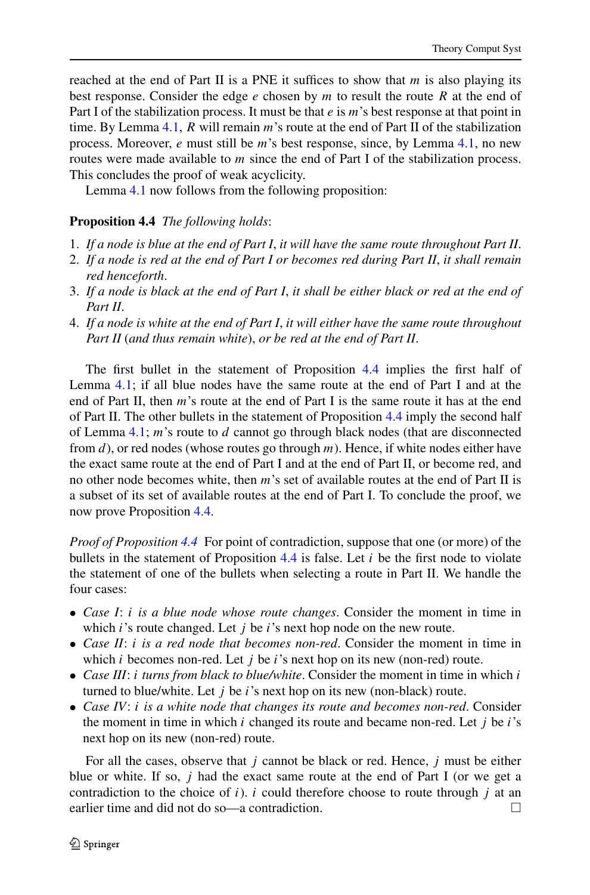reached at the end of Part II is a PNE it suffices to show that $m$ is also playing its best response. Consider the edge $e$ chosen by $m$ to result the route $R$ at the end of Part I of the stabilization process. It must be that $e$ is $m$'s best response at that point in time. By Lemma 4.1, $R$ will remain $m$'s route at the end of Part II of the stabilization process. Moreover, $e$ must still be $m$'s best response, since, by Lemma 4.1, no new routes were made available to $m$ since the end of Part I of the stabilization process. This concludes the proof of weak acyclicity.

Lemma 4.1 now follows from the following proposition:

**Proposition 4.4** *The following holds*:

1. *If a node is blue at the end of Part I, it will have the same route throughout Part II.*
2. *If a node is red at the end of Part I or becomes red during Part II, it shall remain red henceforth.*
3. *If a node is black at the end of Part I, it shall be either black or red at the end of Part II.*
4. *If a node is white at the end of Part I, it will either have the same route throughout Part II (and thus remain white), or be red at the end of Part II.*

The first bullet in the statement of Proposition 4.4 implies the first half of Lemma 4.1; if all blue nodes have the same route at the end of Part I and at the end of Part II, then $m$'s route at the end of Part I is the same route it has at the end of Part II. The other bullets in the statement of Proposition 4.4 imply the second half of Lemma 4.1; $m$'s route to $d$ cannot go through black nodes (that are disconnected from $d$), or red nodes (whose routes go through $m$). Hence, if white nodes either have the exact same route at the end of Part I and at the end of Part II, or become red, and no other node becomes white, then $m$'s set of available routes at the end of Part II is a subset of its set of available routes at the end of Part I. To conclude the proof, we now prove Proposition 4.4.

*Proof of Proposition 4.4* For point of contradiction, suppose that one (or more) of the bullets in the statement of Proposition 4.4 is false. Let $i$ be the first node to violate the statement of one of the bullets when selecting a route in Part II. We handle the four cases:

- *Case I*: *$i$ is a blue node whose route changes*. Consider the moment in time in which $i$'s route changed. Let $j$ be $i$'s next hop node on the new route.
- *Case II*: *$i$ is a red node that becomes non-red*. Consider the moment in time in which $i$ becomes non-red. Let $j$ be $i$'s next hop on its new (non-red) route.
- *Case III*: *$i$ turns from black to blue/white*. Consider the moment in time in which $i$ turned to blue/white. Let $j$ be $i$'s next hop on its new (non-black) route.
- *Case IV*: *$i$ is a white node that changes its route and becomes non-red*. Consider the moment in time in which $i$ changed its route and became non-red. Let $j$ be $i$'s next hop on its new (non-red) route.

For all the cases, observe that $j$ cannot be black or red. Hence, $j$ must be either blue or white. If so, $j$ had the exact same route at the end of Part I (or we get a contradiction to the choice of $i$). $i$ could therefore choose to route through $j$ at an earlier time and did not do so—a contradiction. □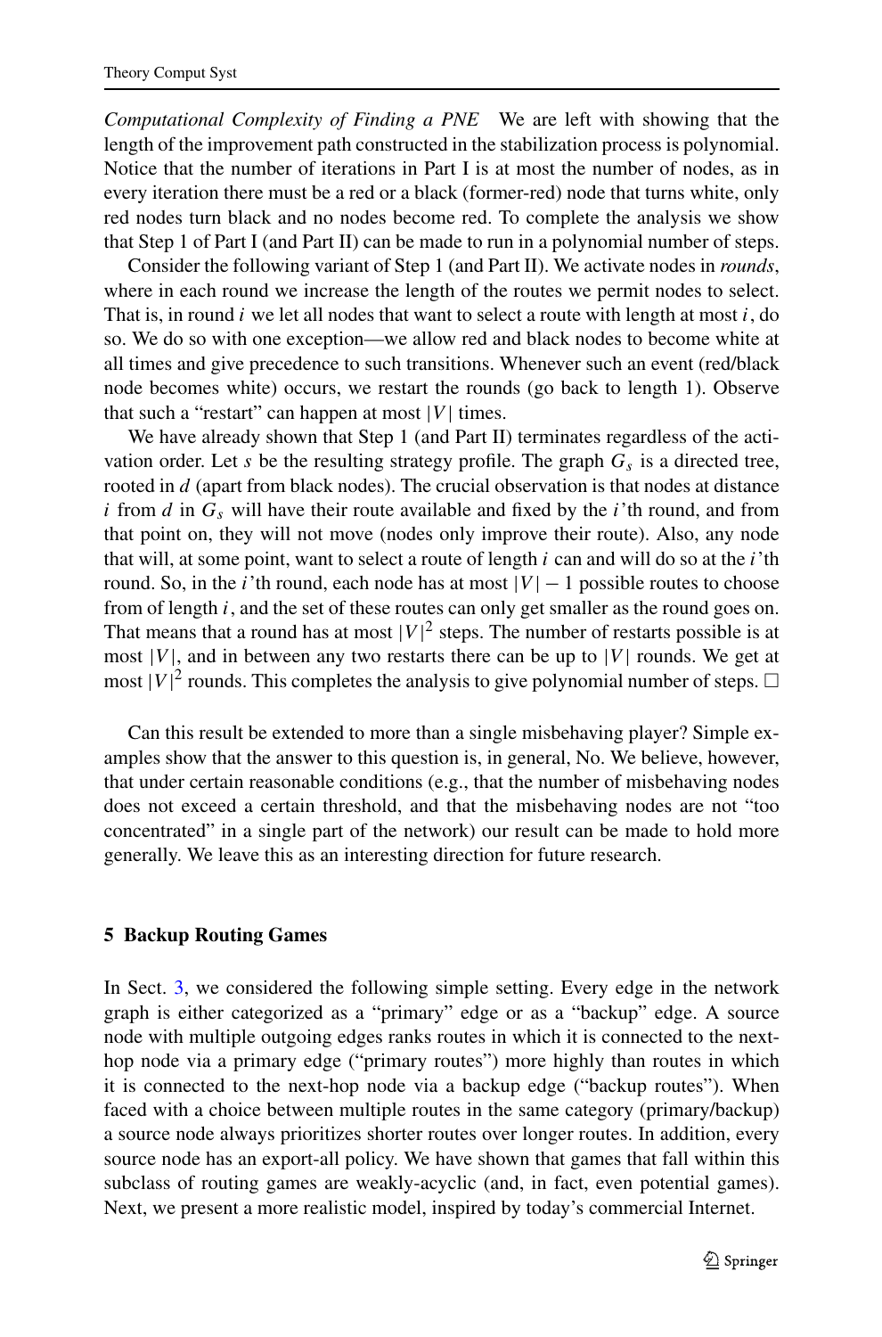*Computational Complexity of Finding a PNE* We are left with showing that the length of the improvement path constructed in the stabilization process is polynomial. Notice that the number of iterations in Part I is at most the number of nodes, as in every iteration there must be a red or a black (former-red) node that turns white, only red nodes turn black and no nodes become red. To complete the analysis we show that Step 1 of Part I (and Part II) can be made to run in a polynomial number of steps.

Consider the following variant of Step 1 (and Part II). We activate nodes in *rounds*, where in each round we increase the length of the routes we permit nodes to select. That is, in round $i$ we let all nodes that want to select a route with length at most $i$, do so. We do so with one exception—we allow red and black nodes to become white at all times and give precedence to such transitions. Whenever such an event (red/black node becomes white) occurs, we restart the rounds (go back to length 1). Observe that such a "restart" can happen at most $|V|$ times.

We have already shown that Step 1 (and Part II) terminates regardless of the activation order. Let $s$ be the resulting strategy profile. The graph $G_s$ is a directed tree, rooted in $d$ (apart from black nodes). The crucial observation is that nodes at distance $i$ from $d$ in $G_s$ will have their route available and fixed by the $i$'th round, and from that point on, they will not move (nodes only improve their route). Also, any node that will, at some point, want to select a route of length $i$ can and will do so at the $i$'th round. So, in the $i$'th round, each node has at most $|V| - 1$ possible routes to choose from of length $i$, and the set of these routes can only get smaller as the round goes on. That means that a round has at most $|V|^2$ steps. The number of restarts possible is at most $|V|$, and in between any two restarts there can be up to $|V|$ rounds. We get at most $|V|^2$ rounds. This completes the analysis to give polynomial number of steps. □

Can this result be extended to more than a single misbehaving player? Simple examples show that the answer to this question is, in general, No. We believe, however, that under certain reasonable conditions (e.g., that the number of misbehaving nodes does not exceed a certain threshold, and that the misbehaving nodes are not "too concentrated" in a single part of the network) our result can be made to hold more generally. We leave this as an interesting direction for future research.

## 5 Backup Routing Games

In Sect. 3, we considered the following simple setting. Every edge in the network graph is either categorized as a "primary" edge or as a "backup" edge. A source node with multiple outgoing edges ranks routes in which it is connected to the next-hop node via a primary edge ("primary routes") more highly than routes in which it is connected to the next-hop node via a backup edge ("backup routes"). When faced with a choice between multiple routes in the same category (primary/backup) a source node always prioritizes shorter routes over longer routes. In addition, every source node has an export-all policy. We have shown that games that fall within this subclass of routing games are weakly-acyclic (and, in fact, even potential games). Next, we present a more realistic model, inspired by today's commercial Internet.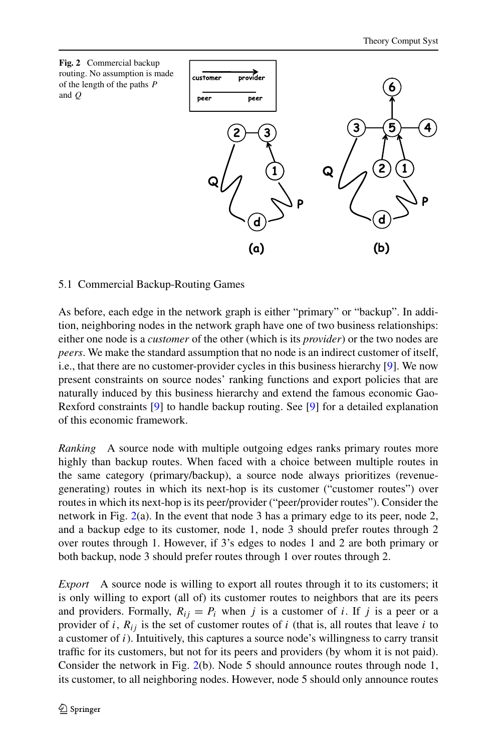**Fig. 2** Commercial backup routing. No assumption is made of the length of the paths $P$ and $Q$

customer
provider
peer
peer

(a)

(b)

### 5.1 Commercial Backup-Routing Games

As before, each edge in the network graph is either "primary" or "backup". In addition, neighboring nodes in the network graph have one of two business relationships: either one node is a *customer* of the other (which is its *provider*) or the two nodes are *peers*. We make the standard assumption that no node is an indirect customer of itself, i.e., that there are no customer-provider cycles in this business hierarchy [9]. We now present constraints on source nodes' ranking functions and export policies that are naturally induced by this business hierarchy and extend the famous economic Gao-Rexford constraints [9] to handle backup routing. See [9] for a detailed explanation of this economic framework.

*Ranking* A source node with multiple outgoing edges ranks primary routes more highly than backup routes. When faced with a choice between multiple routes in the same category (primary/backup), a source node always prioritizes (revenue-generating) routes in which its next-hop is its customer ("customer routes") over routes in which its next-hop is its peer/provider ("peer/provider routes"). Consider the network in Fig. 2(a). In the event that node 3 has a primary edge to its peer, node 2, and a backup edge to its customer, node 1, node 3 should prefer routes through 2 over routes through 1. However, if 3's edges to nodes 1 and 2 are both primary or both backup, node 3 should prefer routes through 1 over routes through 2.

*Export* A source node is willing to export all routes through it to its customers; it is only willing to export (all of) its customer routes to neighbors that are its peers and providers. Formally, $R_{ij} = P_i$ when $j$ is a customer of $i$. If $j$ is a peer or a provider of $i$, $R_{ij}$ is the set of customer routes of $i$ (that is, all routes that leave $i$ to a customer of $i$). Intuitively, this captures a source node's willingness to carry transit traffic for its customers, but not for its peers and providers (by whom it is not paid). Consider the network in Fig. 2(b). Node 5 should announce routes through node 1, its customer, to all neighboring nodes. However, node 5 should only announce routes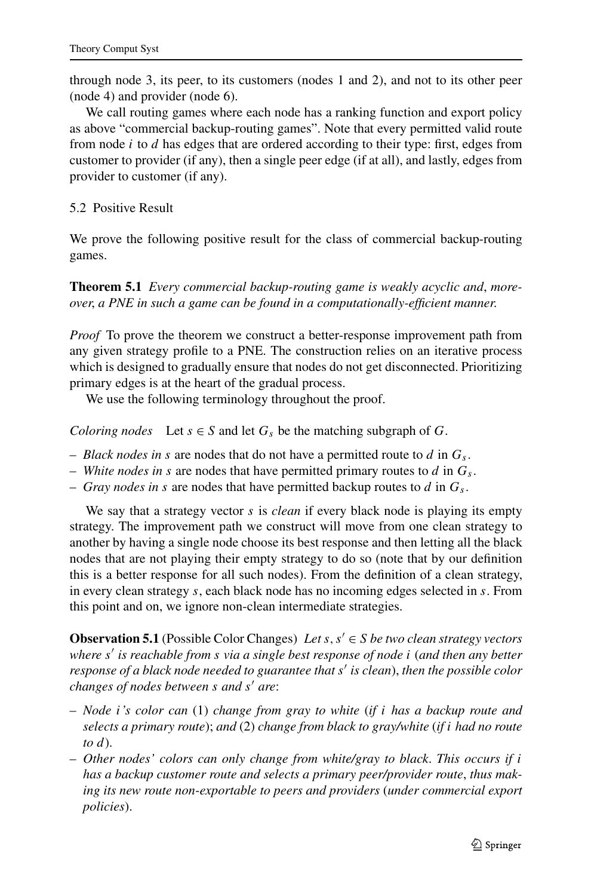through node 3, its peer, to its customers (nodes 1 and 2), and not to its other peer (node 4) and provider (node 6).

We call routing games where each node has a ranking function and export policy as above "commercial backup-routing games". Note that every permitted valid route from node $i$ to $d$ has edges that are ordered according to their type: first, edges from customer to provider (if any), then a single peer edge (if at all), and lastly, edges from provider to customer (if any).

### 5.2 Positive Result

We prove the following positive result for the class of commercial backup-routing games.

**Theorem 5.1** *Every commercial backup-routing game is weakly acyclic and, moreover, a PNE in such a game can be found in a computationally-efficient manner.*

*Proof* To prove the theorem we construct a better-response improvement path from any given strategy profile to a PNE. The construction relies on an iterative process which is designed to gradually ensure that nodes do not get disconnected. Prioritizing primary edges is at the heart of the gradual process.

We use the following terminology throughout the proof.

*Coloring nodes* Let $s \in S$ and let $G_s$ be the matching subgraph of $G$.

- *Black nodes in $s$* are nodes that do not have a permitted route to $d$ in $G_s$.
- *White nodes in $s$* are nodes that have permitted primary routes to $d$ in $G_s$.
- *Gray nodes in $s$* are nodes that have permitted backup routes to $d$ in $G_s$.

We say that a strategy vector $s$ is *clean* if every black node is playing its empty strategy. The improvement path we construct will move from one clean strategy to another by having a single node choose its best response and then letting all the black nodes that are not playing their empty strategy to do so (note that by our definition this is a better response for all such nodes). From the definition of a clean strategy, in every clean strategy $s$, each black node has no incoming edges selected in $s$. From this point and on, we ignore non-clean intermediate strategies.

**Observation 5.1** (Possible Color Changes) *Let $s, s' \in S$ be two clean strategy vectors where $s'$ is reachable from $s$ via a single best response of node $i$ (and then any better response of a black node needed to guarantee that $s'$ is clean), then the possible color changes of nodes between $s$ and $s'$ are:*

- *Node $i$'s color can (1) change from gray to white (if $i$ has a backup route and selects a primary route); and (2) change from black to gray/white (if $i$ had no route to $d$).*
- *Other nodes' colors can only change from white/gray to black. This occurs if $i$ has a backup customer route and selects a primary peer/provider route, thus making its new route non-exportable to peers and providers (under commercial export policies).*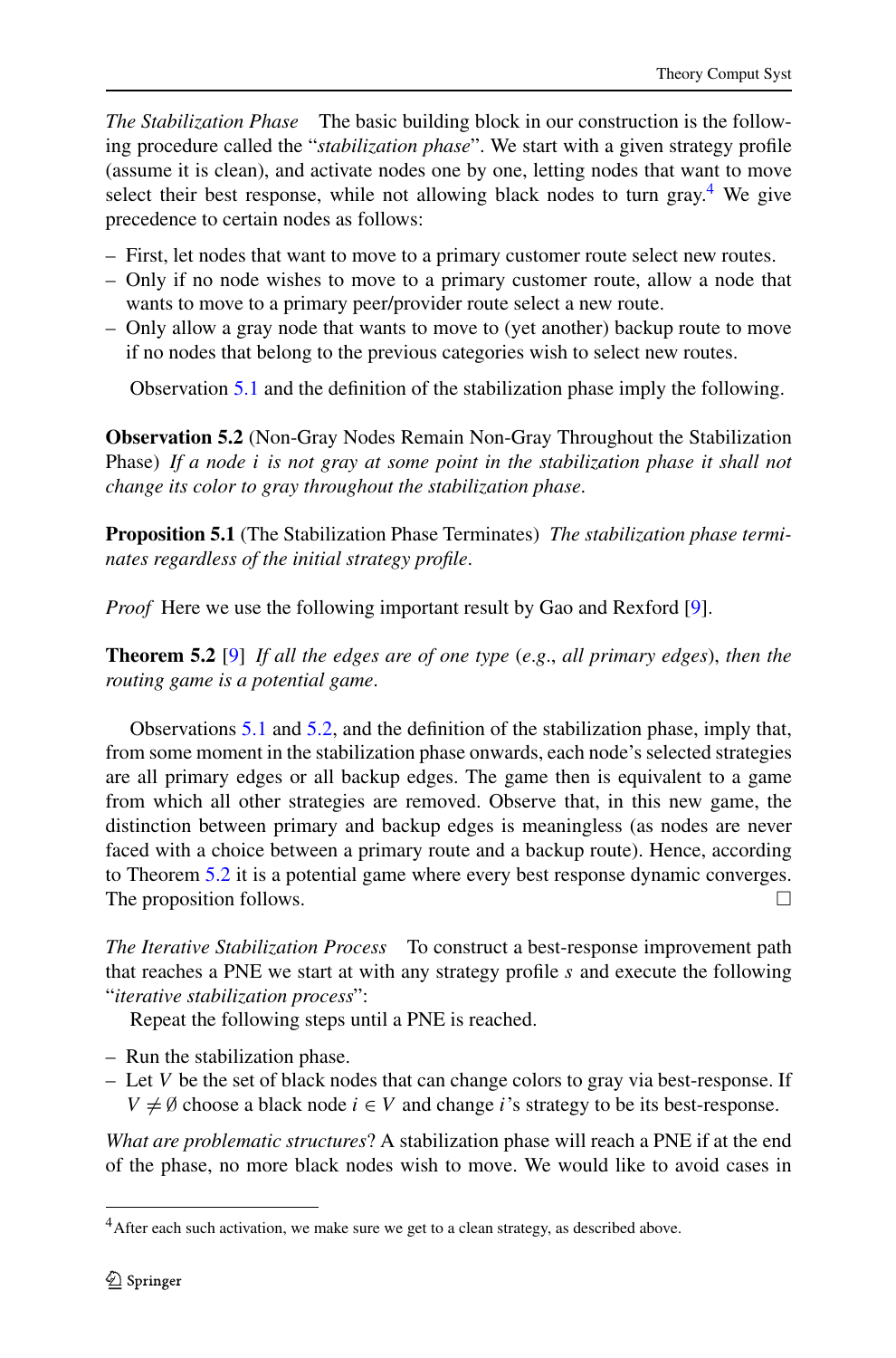*The Stabilization Phase* The basic building block in our construction is the following procedure called the "*stabilization phase*". We start with a given strategy profile (assume it is clean), and activate nodes one by one, letting nodes that want to move select their best response, while not allowing black nodes to turn gray.[4] We give precedence to certain nodes as follows:

– First, let nodes that want to move to a primary customer route select new routes.
– Only if no node wishes to move to a primary customer route, allow a node that wants to move to a primary peer/provider route select a new route.
– Only allow a gray node that wants to move to (yet another) backup route to move if no nodes that belong to the previous categories wish to select new routes.

Observation 5.1 and the definition of the stabilization phase imply the following.

**Observation 5.2** (Non-Gray Nodes Remain Non-Gray Throughout the Stabilization Phase) *If a node $i$ is not gray at some point in the stabilization phase it shall not change its color to gray throughout the stabilization phase.*

**Proposition 5.1** (The Stabilization Phase Terminates) *The stabilization phase terminates regardless of the initial strategy profile.*

*Proof* Here we use the following important result by Gao and Rexford [9].

**Theorem 5.2** [9] *If all the edges are of one type* (*e.g.*, *all primary edges*), *then the routing game is a potential game.*

Observations 5.1 and 5.2, and the definition of the stabilization phase, imply that, from some moment in the stabilization phase onwards, each node's selected strategies are all primary edges or all backup edges. The game then is equivalent to a game from which all other strategies are removed. Observe that, in this new game, the distinction between primary and backup edges is meaningless (as nodes are never faced with a choice between a primary route and a backup route). Hence, according to Theorem 5.2 it is a potential game where every best response dynamic converges. The proposition follows. □

*The Iterative Stabilization Process* To construct a best-response improvement path that reaches a PNE we start at with any strategy profile $s$ and execute the following "*iterative stabilization process*":

Repeat the following steps until a PNE is reached.

– Run the stabilization phase.
– Let $V$ be the set of black nodes that can change colors to gray via best-response. If $V \neq \emptyset$ choose a black node $i \in V$ and change $i$'s strategy to be its best-response.

*What are problematic structures*? A stabilization phase will reach a PNE if at the end of the phase, no more black nodes wish to move. We would like to avoid cases in

[4] After each such activation, we make sure we get to a clean strategy, as described above.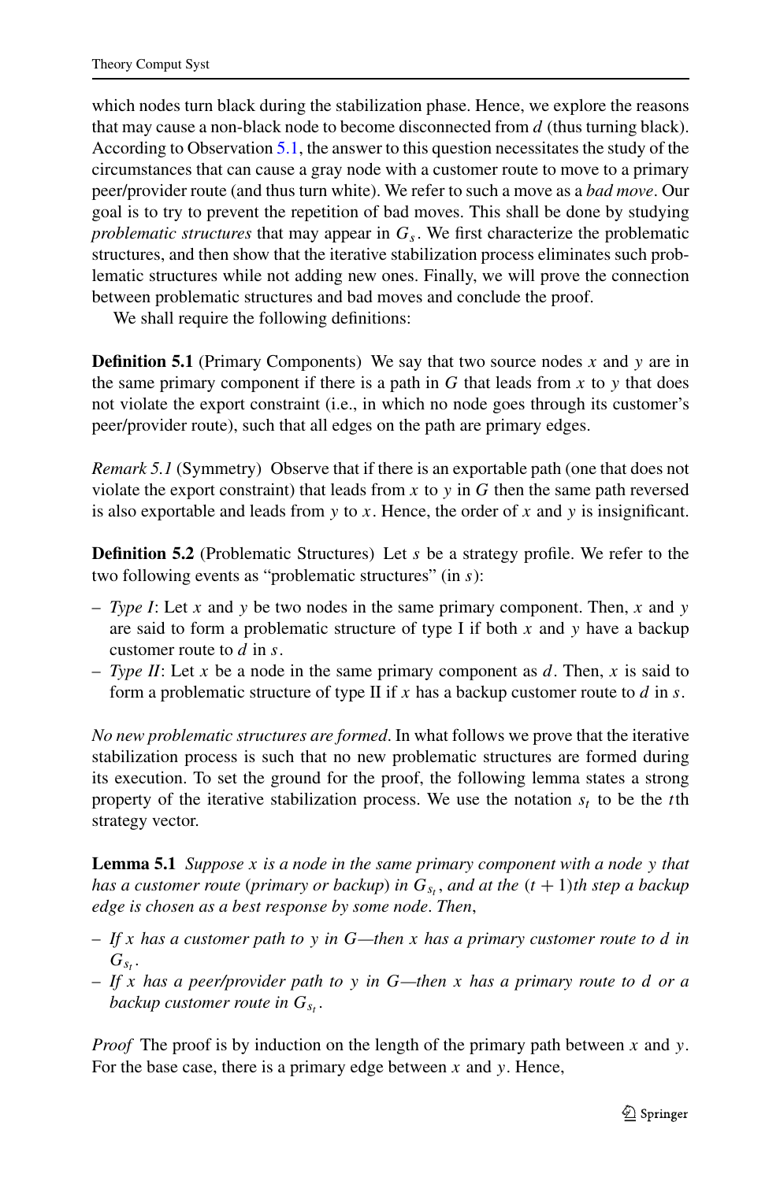which nodes turn black during the stabilization phase. Hence, we explore the reasons that may cause a non-black node to become disconnected from $d$ (thus turning black). According to Observation 5.1, the answer to this question necessitates the study of the circumstances that can cause a gray node with a customer route to move to a primary peer/provider route (and thus turn white). We refer to such a move as a *bad move*. Our goal is to try to prevent the repetition of bad moves. This shall be done by studying *problematic structures* that may appear in $G_s$. We first characterize the problematic structures, and then show that the iterative stabilization process eliminates such problematic structures while not adding new ones. Finally, we will prove the connection between problematic structures and bad moves and conclude the proof.

We shall require the following definitions:

**Definition 5.1** (Primary Components) We say that two source nodes $x$ and $y$ are in the same primary component if there is a path in $G$ that leads from $x$ to $y$ that does not violate the export constraint (i.e., in which no node goes through its customer's peer/provider route), such that all edges on the path are primary edges.

*Remark 5.1* (Symmetry) Observe that if there is an exportable path (one that does not violate the export constraint) that leads from $x$ to $y$ in $G$ then the same path reversed is also exportable and leads from $y$ to $x$. Hence, the order of $x$ and $y$ is insignificant.

**Definition 5.2** (Problematic Structures) Let $s$ be a strategy profile. We refer to the two following events as "problematic structures" (in $s$):

- *Type I*: Let $x$ and $y$ be two nodes in the same primary component. Then, $x$ and $y$ are said to form a problematic structure of type I if both $x$ and $y$ have a backup customer route to $d$ in $s$.
- *Type II*: Let $x$ be a node in the same primary component as $d$. Then, $x$ is said to form a problematic structure of type II if $x$ has a backup customer route to $d$ in $s$.

*No new problematic structures are formed*. In what follows we prove that the iterative stabilization process is such that no new problematic structures are formed during its execution. To set the ground for the proof, the following lemma states a strong property of the iterative stabilization process. We use the notation $s_t$ to be the $t$th strategy vector.

**Lemma 5.1** *Suppose $x$ is a node in the same primary component with a node $y$ that has a customer route (primary or backup) in $G_{s_t}$, and at the $(t+1)$th step a backup edge is chosen as a best response by some node. Then,*

- *If $x$ has a customer path to $y$ in $G$—then $x$ has a primary customer route to $d$ in $G_{s_t}$.*
- *If $x$ has a peer/provider path to $y$ in $G$—then $x$ has a primary route to $d$ or a backup customer route in $G_{s_t}$.*

*Proof* The proof is by induction on the length of the primary path between $x$ and $y$. For the base case, there is a primary edge between $x$ and $y$. Hence,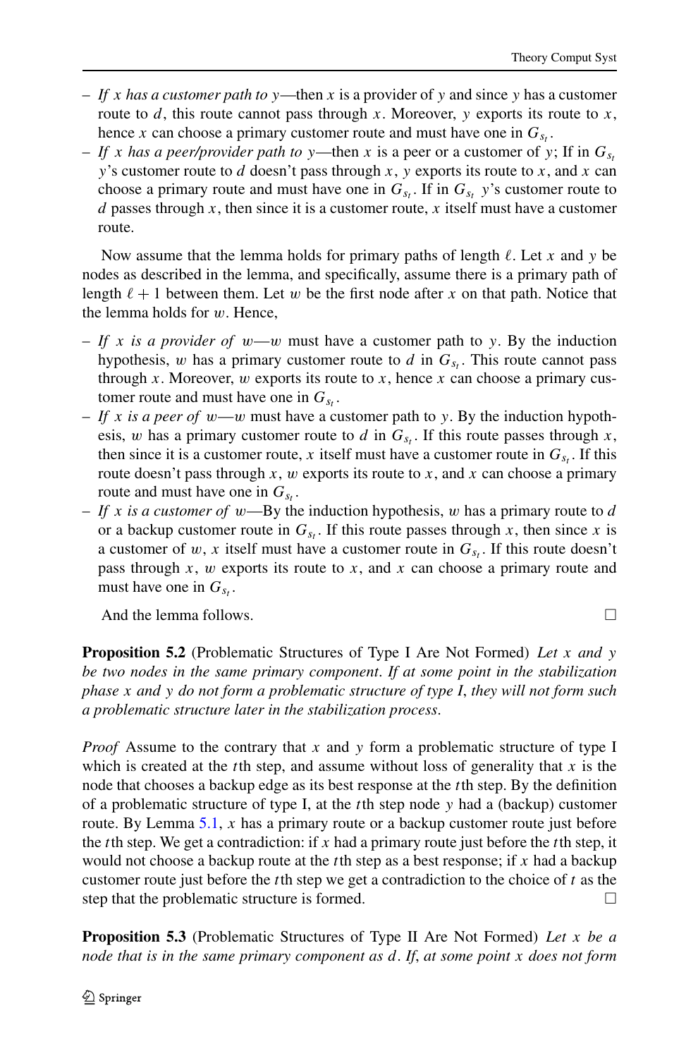– *If $x$ has a customer path to $y$*—then $x$ is a provider of $y$ and since $y$ has a customer route to $d$, this route cannot pass through $x$. Moreover, $y$ exports its route to $x$, hence $x$ can choose a primary customer route and must have one in $G_{s_t}$.
– *If $x$ has a peer/provider path to $y$*—then $x$ is a peer or a customer of $y$; If in $G_{s_t}$ $y$'s customer route to $d$ doesn't pass through $x$, $y$ exports its route to $x$, and $x$ can choose a primary route and must have one in $G_{s_t}$. If in $G_{s_t}$ $y$'s customer route to $d$ passes through $x$, then since it is a customer route, $x$ itself must have a customer route.

Now assume that the lemma holds for primary paths of length $\ell$. Let $x$ and $y$ be nodes as described in the lemma, and specifically, assume there is a primary path of length $\ell + 1$ between them. Let $w$ be the first node after $x$ on that path. Notice that the lemma holds for $w$. Hence,

– *If $x$ is a provider of $w$*—$w$ must have a customer path to $y$. By the induction hypothesis, $w$ has a primary customer route to $d$ in $G_{s_t}$. This route cannot pass through $x$. Moreover, $w$ exports its route to $x$, hence $x$ can choose a primary customer route and must have one in $G_{s_t}$.
– *If $x$ is a peer of $w$*—$w$ must have a customer path to $y$. By the induction hypothesis, $w$ has a primary customer route to $d$ in $G_{s_t}$. If this route passes through $x$, then since it is a customer route, $x$ itself must have a customer route in $G_{s_t}$. If this route doesn't pass through $x$, $w$ exports its route to $x$, and $x$ can choose a primary route and must have one in $G_{s_t}$.
– *If $x$ is a customer of $w$*—By the induction hypothesis, $w$ has a primary route to $d$ or a backup customer route in $G_{s_t}$. If this route passes through $x$, then since $x$ is a customer of $w$, $x$ itself must have a customer route in $G_{s_t}$. If this route doesn't pass through $x$, $w$ exports its route to $x$, and $x$ can choose a primary route and must have one in $G_{s_t}$.

And the lemma follows. □

**Proposition 5.2** (Problematic Structures of Type I Are Not Formed) *Let $x$ and $y$ be two nodes in the same primary component. If at some point in the stabilization phase $x$ and $y$ do not form a problematic structure of type I, they will not form such a problematic structure later in the stabilization process.*

*Proof* Assume to the contrary that $x$ and $y$ form a problematic structure of type I which is created at the $t$th step, and assume without loss of generality that $x$ is the node that chooses a backup edge as its best response at the $t$th step. By the definition of a problematic structure of type I, at the $t$th step node $y$ had a (backup) customer route. By Lemma 5.1, $x$ has a primary route or a backup customer route just before the $t$th step. We get a contradiction: if $x$ had a primary route just before the $t$th step, it would not choose a backup route at the $t$th step as a best response; if $x$ had a backup customer route just before the $t$th step we get a contradiction to the choice of $t$ as the step that the problematic structure is formed. □

**Proposition 5.3** (Problematic Structures of Type II Are Not Formed) *Let $x$ be a node that is in the same primary component as $d$. If, at some point $x$ does not form*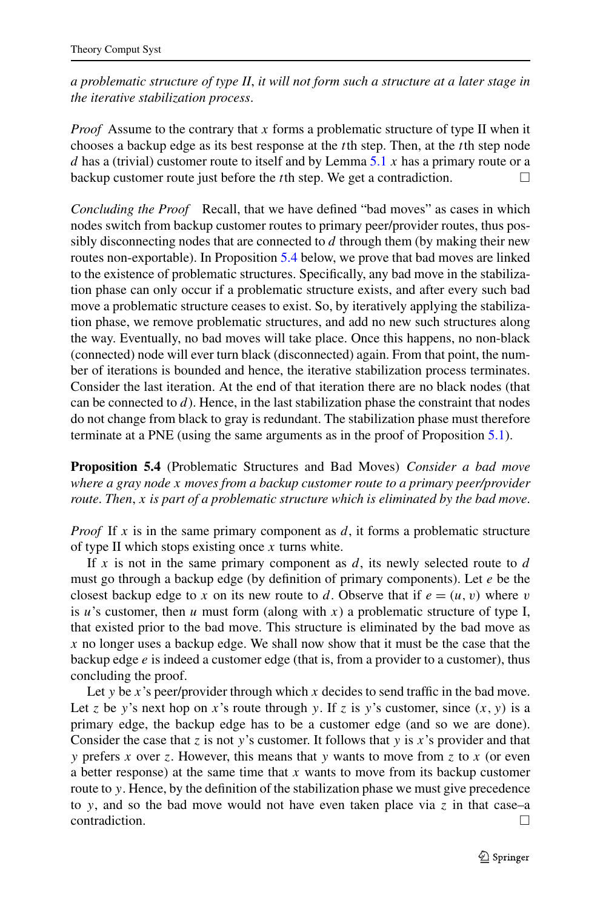*a problematic structure of type II, it will not form such a structure at a later stage in the iterative stabilization process.*

*Proof* Assume to the contrary that $x$ forms a problematic structure of type II when it chooses a backup edge as its best response at the $t$th step. Then, at the $t$th step node $d$ has a (trivial) customer route to itself and by Lemma 5.1 $x$ has a primary route or a backup customer route just before the $t$th step. We get a contradiction. □

*Concluding the Proof* Recall, that we have defined "bad moves" as cases in which nodes switch from backup customer routes to primary peer/provider routes, thus possibly disconnecting nodes that are connected to $d$ through them (by making their new routes non-exportable). In Proposition 5.4 below, we prove that bad moves are linked to the existence of problematic structures. Specifically, any bad move in the stabilization phase can only occur if a problematic structure exists, and after every such bad move a problematic structure ceases to exist. So, by iteratively applying the stabilization phase, we remove problematic structures, and add no new such structures along the way. Eventually, no bad moves will take place. Once this happens, no non-black (connected) node will ever turn black (disconnected) again. From that point, the number of iterations is bounded and hence, the iterative stabilization process terminates. Consider the last iteration. At the end of that iteration there are no black nodes (that can be connected to $d$). Hence, in the last stabilization phase the constraint that nodes do not change from black to gray is redundant. The stabilization phase must therefore terminate at a PNE (using the same arguments as in the proof of Proposition 5.1).

**Proposition 5.4** (Problematic Structures and Bad Moves) *Consider a bad move where a gray node $x$ moves from a backup customer route to a primary peer/provider route. Then, $x$ is part of a problematic structure which is eliminated by the bad move.*

*Proof* If $x$ is in the same primary component as $d$, it forms a problematic structure of type II which stops existing once $x$ turns white.

If $x$ is not in the same primary component as $d$, its newly selected route to $d$ must go through a backup edge (by definition of primary components). Let $e$ be the closest backup edge to $x$ on its new route to $d$. Observe that if $e = (u, v)$ where $v$ is $u$'s customer, then $u$ must form (along with $x$) a problematic structure of type I, that existed prior to the bad move. This structure is eliminated by the bad move as $x$ no longer uses a backup edge. We shall now show that it must be the case that the backup edge $e$ is indeed a customer edge (that is, from a provider to a customer), thus concluding the proof.

Let $y$ be $x$'s peer/provider through which $x$ decides to send traffic in the bad move. Let $z$ be $y$'s next hop on $x$'s route through $y$. If $z$ is $y$'s customer, since $(x, y)$ is a primary edge, the backup edge has to be a customer edge (and so we are done). Consider the case that $z$ is not $y$'s customer. It follows that $y$ is $x$'s provider and that $y$ prefers $x$ over $z$. However, this means that $y$ wants to move from $z$ to $x$ (or even a better response) at the same time that $x$ wants to move from its backup customer route to $y$. Hence, by the definition of the stabilization phase we must give precedence to $y$, and so the bad move would not have even taken place via $z$ in that case–a contradiction. □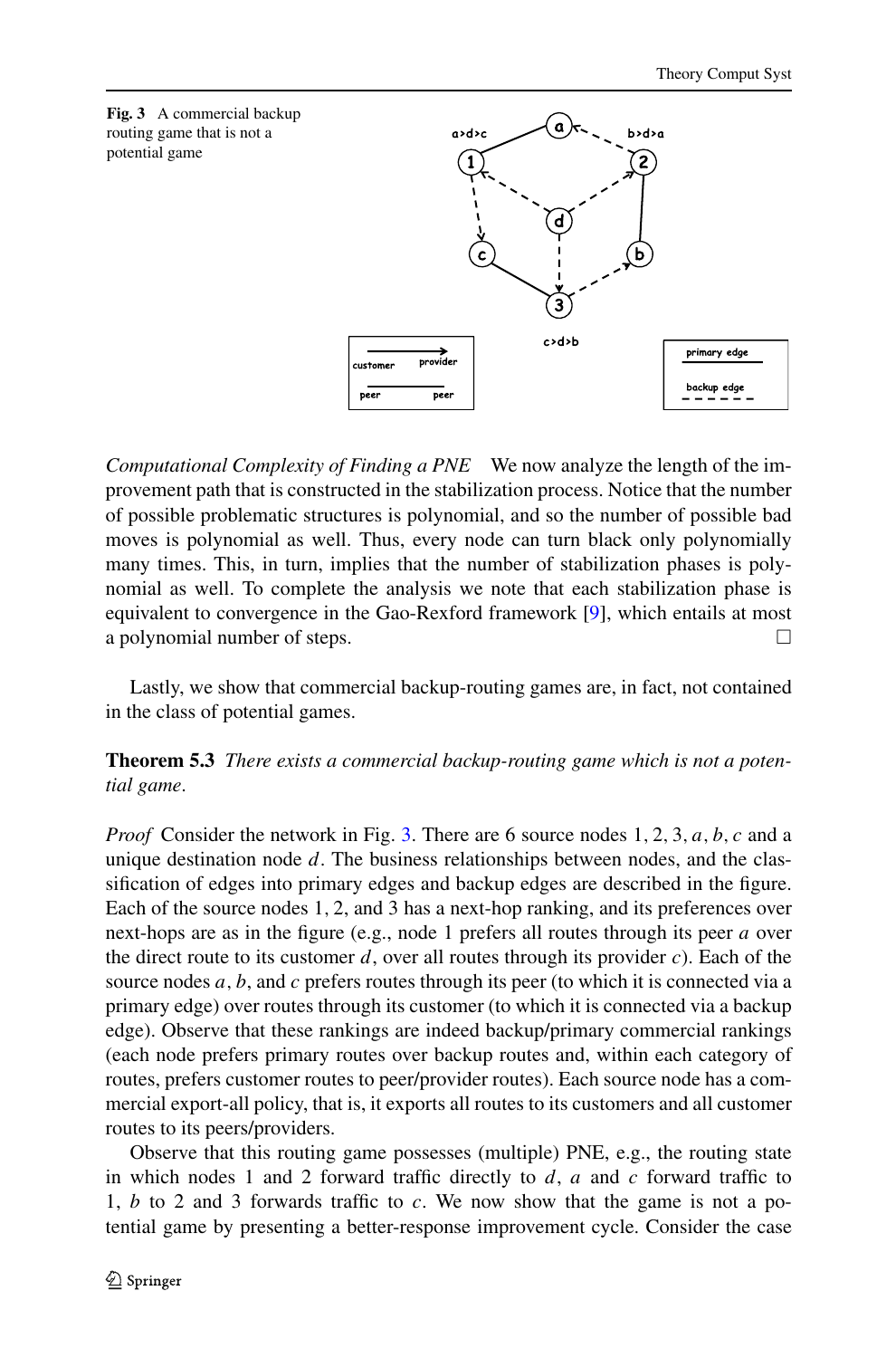**Fig. 3** A commercial backup routing game that is not a potential game

a>d>c

b>d>a

c>d>b

customer

provider

peer

peer

primary edge

backup edge

*Computational Complexity of Finding a PNE* We now analyze the length of the improvement path that is constructed in the stabilization process. Notice that the number of possible problematic structures is polynomial, and so the number of possible bad moves is polynomial as well. Thus, every node can turn black only polynomially many times. This, in turn, implies that the number of stabilization phases is polynomial as well. To complete the analysis we note that each stabilization phase is equivalent to convergence in the Gao-Rexford framework [9], which entails at most a polynomial number of steps. □

Lastly, we show that commercial backup-routing games are, in fact, not contained in the class of potential games.

**Theorem 5.3** *There exists a commercial backup-routing game which is not a potential game.*

*Proof* Consider the network in Fig. 3. There are 6 source nodes $1, 2, 3, a, b, c$ and a unique destination node $d$. The business relationships between nodes, and the classification of edges into primary edges and backup edges are described in the figure. Each of the source nodes 1, 2, and 3 has a next-hop ranking, and its preferences over next-hops are as in the figure (e.g., node 1 prefers all routes through its peer $a$ over the direct route to its customer $d$, over all routes through its provider $c$). Each of the source nodes $a$, $b$, and $c$ prefers routes through its peer (to which it is connected via a primary edge) over routes through its customer (to which it is connected via a backup edge). Observe that these rankings are indeed backup/primary commercial rankings (each node prefers primary routes over backup routes and, within each category of routes, prefers customer routes to peer/provider routes). Each source node has a commercial export-all policy, that is, it exports all routes to its customers and all customer routes to its peers/providers.

Observe that this routing game possesses (multiple) PNE, e.g., the routing state in which nodes 1 and 2 forward traffic directly to $d$, $a$ and $c$ forward traffic to 1, $b$ to 2 and 3 forwards traffic to $c$. We now show that the game is not a potential game by presenting a better-response improvement cycle. Consider the case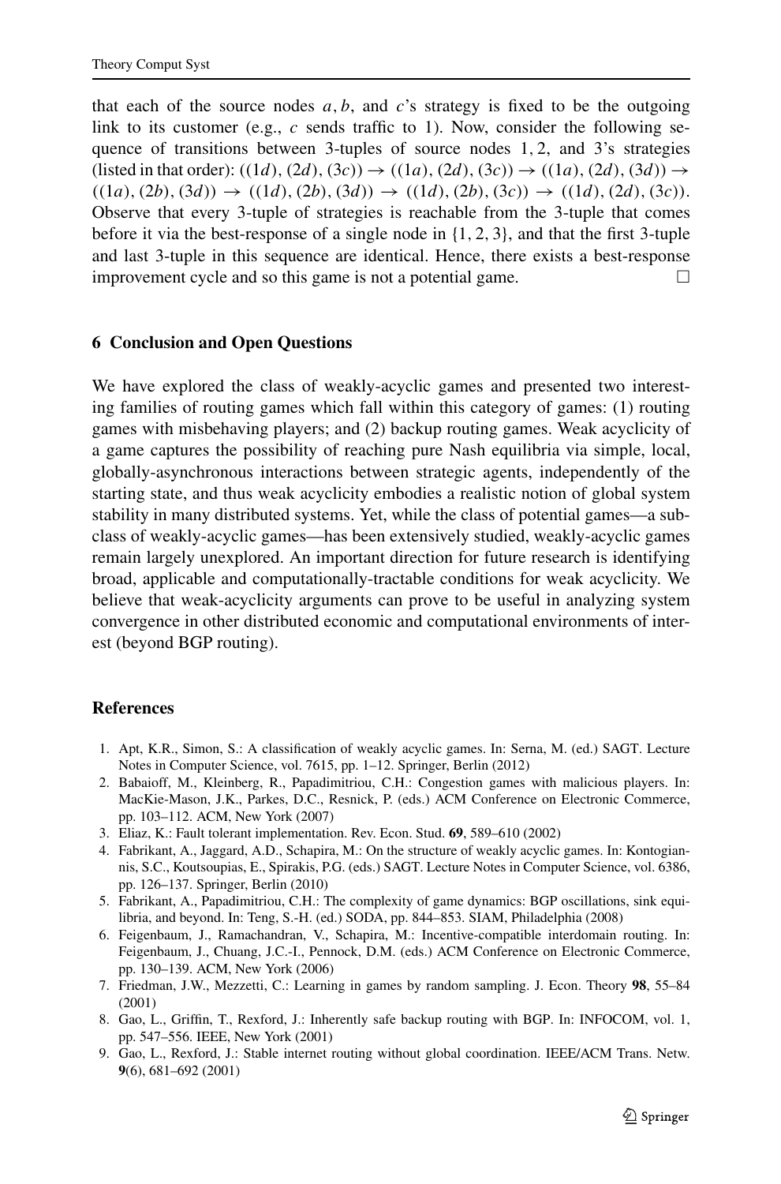that each of the source nodes $a, b$, and $c$'s strategy is fixed to be the outgoing link to its customer (e.g., $c$ sends traffic to 1). Now, consider the following sequence of transitions between 3-tuples of source nodes 1, 2, and 3's strategies (listed in that order): $((1d), (2d), (3c)) \rightarrow ((1a), (2d), (3c)) \rightarrow ((1a), (2d), (3d)) \rightarrow ((1a), (2b), (3d)) \rightarrow ((1d), (2b), (3d)) \rightarrow ((1d), (2b), (3c)) \rightarrow ((1d), (2d), (3c))$. Observe that every 3-tuple of strategies is reachable from the 3-tuple that comes before it via the best-response of a single node in $\{1, 2, 3\}$, and that the first 3-tuple and last 3-tuple in this sequence are identical. Hence, there exists a best-response improvement cycle and so this game is not a potential game. □

## 6 Conclusion and Open Questions

We have explored the class of weakly-acyclic games and presented two interesting families of routing games which fall within this category of games: (1) routing games with misbehaving players; and (2) backup routing games. Weak acyclicity of a game captures the possibility of reaching pure Nash equilibria via simple, local, globally-asynchronous interactions between strategic agents, independently of the starting state, and thus weak acyclicity embodies a realistic notion of global system stability in many distributed systems. Yet, while the class of potential games—a subclass of weakly-acyclic games—has been extensively studied, weakly-acyclic games remain largely unexplored. An important direction for future research is identifying broad, applicable and computationally-tractable conditions for weak acyclicity. We believe that weak-acyclicity arguments can prove to be useful in analyzing system convergence in other distributed economic and computational environments of interest (beyond BGP routing).

## References

1. Apt, K.R., Simon, S.: A classification of weakly acyclic games. In: Serna, M. (ed.) SAGT. Lecture Notes in Computer Science, vol. 7615, pp. 1–12. Springer, Berlin (2012)
2. Babaioff, M., Kleinberg, R., Papadimitriou, C.H.: Congestion games with malicious players. In: MacKie-Mason, J.K., Parkes, D.C., Resnick, P. (eds.) ACM Conference on Electronic Commerce, pp. 103–112. ACM, New York (2007)
3. Eliaz, K.: Fault tolerant implementation. Rev. Econ. Stud. **69**, 589–610 (2002)
4. Fabrikant, A., Jaggard, A.D., Schapira, M.: On the structure of weakly acyclic games. In: Kontogiannis, S.C., Koutsoupias, E., Spirakis, P.G. (eds.) SAGT. Lecture Notes in Computer Science, vol. 6386, pp. 126–137. Springer, Berlin (2010)
5. Fabrikant, A., Papadimitriou, C.H.: The complexity of game dynamics: BGP oscillations, sink equilibria, and beyond. In: Teng, S.-H. (ed.) SODA, pp. 844–853. SIAM, Philadelphia (2008)
6. Feigenbaum, J., Ramachandran, V., Schapira, M.: Incentive-compatible interdomain routing. In: Feigenbaum, J., Chuang, J.C.-I., Pennock, D.M. (eds.) ACM Conference on Electronic Commerce, pp. 130–139. ACM, New York (2006)
7. Friedman, J.W., Mezzetti, C.: Learning in games by random sampling. J. Econ. Theory **98**, 55–84 (2001)
8. Gao, L., Griffin, T., Rexford, J.: Inherently safe backup routing with BGP. In: INFOCOM, vol. 1, pp. 547–556. IEEE, New York (2001)
9. Gao, L., Rexford, J.: Stable internet routing without global coordination. IEEE/ACM Trans. Netw. **9**(6), 681–692 (2001)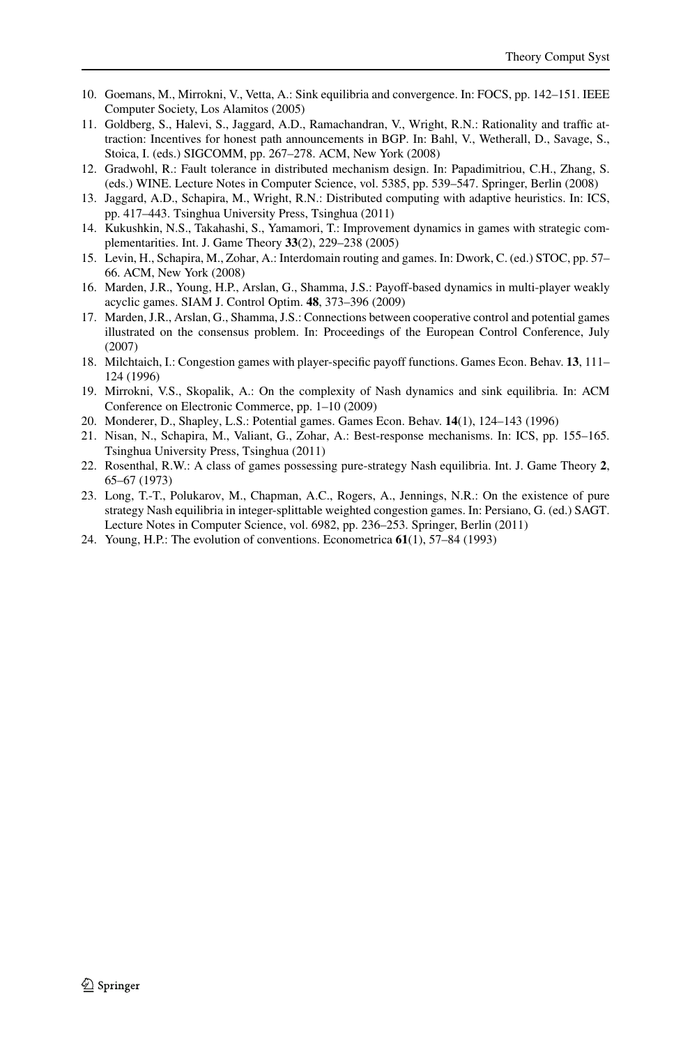10. Goemans, M., Mirrokni, V., Vetta, A.: Sink equilibria and convergence. In: FOCS, pp. 142–151. IEEE Computer Society, Los Alamitos (2005)
11. Goldberg, S., Halevi, S., Jaggard, A.D., Ramachandran, V., Wright, R.N.: Rationality and traffic attraction: Incentives for honest path announcements in BGP. In: Bahl, V., Wetherall, D., Savage, S., Stoica, I. (eds.) SIGCOMM, pp. 267–278. ACM, New York (2008)
12. Gradwohl, R.: Fault tolerance in distributed mechanism design. In: Papadimitriou, C.H., Zhang, S. (eds.) WINE. Lecture Notes in Computer Science, vol. 5385, pp. 539–547. Springer, Berlin (2008)
13. Jaggard, A.D., Schapira, M., Wright, R.N.: Distributed computing with adaptive heuristics. In: ICS, pp. 417–443. Tsinghua University Press, Tsinghua (2011)
14. Kukushkin, N.S., Takahashi, S., Yamamori, T.: Improvement dynamics in games with strategic complementarities. Int. J. Game Theory **33**(2), 229–238 (2005)
15. Levin, H., Schapira, M., Zohar, A.: Interdomain routing and games. In: Dwork, C. (ed.) STOC, pp. 57–66. ACM, New York (2008)
16. Marden, J.R., Young, H.P., Arslan, G., Shamma, J.S.: Payoff-based dynamics in multi-player weakly acyclic games. SIAM J. Control Optim. **48**, 373–396 (2009)
17. Marden, J.R., Arslan, G., Shamma, J.S.: Connections between cooperative control and potential games illustrated on the consensus problem. In: Proceedings of the European Control Conference, July (2007)
18. Milchtaich, I.: Congestion games with player-specific payoff functions. Games Econ. Behav. **13**, 111–124 (1996)
19. Mirrokni, V.S., Skopalik, A.: On the complexity of Nash dynamics and sink equilibria. In: ACM Conference on Electronic Commerce, pp. 1–10 (2009)
20. Monderer, D., Shapley, L.S.: Potential games. Games Econ. Behav. **14**(1), 124–143 (1996)
21. Nisan, N., Schapira, M., Valiant, G., Zohar, A.: Best-response mechanisms. In: ICS, pp. 155–165. Tsinghua University Press, Tsinghua (2011)
22. Rosenthal, R.W.: A class of games possessing pure-strategy Nash equilibria. Int. J. Game Theory **2**, 65–67 (1973)
23. Long, T.-T., Polukarov, M., Chapman, A.C., Rogers, A., Jennings, N.R.: On the existence of pure strategy Nash equilibria in integer-splittable weighted congestion games. In: Persiano, G. (ed.) SAGT. Lecture Notes in Computer Science, vol. 6982, pp. 236–253. Springer, Berlin (2011)
24. Young, H.P.: The evolution of conventions. Econometrica **61**(1), 57–84 (1993)